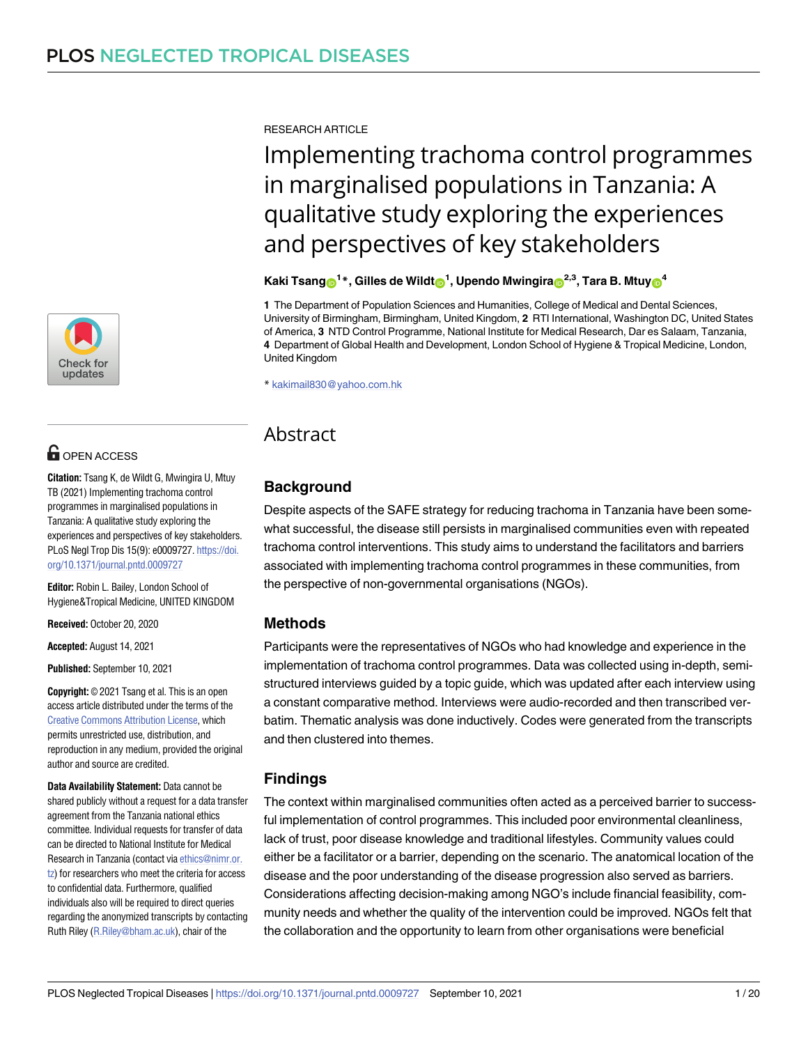RESEARCH ARTICLE

# Implementing trachoma control programmes in marginalised populations in Tanzania: A qualitative study exploring the experiences and perspectives of key stakeholders

**Kaki Tsang**[1]*, **Gilles de Wildt**[1], **Upendo Mwingira**[2,3], **Tara B. Mtuy**[4]

**1** The Department of Population Sciences and Humanities, College of Medical and Dental Sciences, University of Birmingham, Birmingham, United Kingdom, **2** RTI International, Washington DC, United States of America, **3** NTD Control Programme, National Institute for Medical Research, Dar es Salaam, Tanzania, **4** Department of Global Health and Development, London School of Hygiene & Tropical Medicine, London, United Kingdom

* kakimail830@yahoo.com.hk

OPEN ACCESS

**Citation:** Tsang K, de Wildt G, Mwingira U, Mtuy TB (2021) Implementing trachoma control programmes in marginalised populations in Tanzania: A qualitative study exploring the experiences and perspectives of key stakeholders. PLoS Negl Trop Dis 15(9): e0009727. https://doi.org/10.1371/journal.pntd.0009727

**Editor:** Robin L. Bailey, London School of Hygiene&Tropical Medicine, UNITED KINGDOM

**Received:** October 20, 2020

**Accepted:** August 14, 2021

**Published:** September 10, 2021

**Copyright:** © 2021 Tsang et al. This is an open access article distributed under the terms of the Creative Commons Attribution License, which permits unrestricted use, distribution, and reproduction in any medium, provided the original author and source are credited.

**Data Availability Statement:** Data cannot be shared publicly without a request for a data transfer agreement from the Tanzania national ethics committee. Individual requests for transfer of data can be directed to National Institute for Medical Research in Tanzania (contact via ethics@nimr.or.tz) for researchers who meet the criteria for access to confidential data. Furthermore, qualified individuals also will be required to direct queries regarding the anonymized transcripts by contacting Ruth Riley (R.Riley@bham.ac.uk), chair of the

## Abstract

### Background

Despite aspects of the SAFE strategy for reducing trachoma in Tanzania have been somewhat successful, the disease still persists in marginalised communities even with repeated trachoma control interventions. This study aims to understand the facilitators and barriers associated with implementing trachoma control programmes in these communities, from the perspective of non-governmental organisations (NGOs).

### Methods

Participants were the representatives of NGOs who had knowledge and experience in the implementation of trachoma control programmes. Data was collected using in-depth, semi-structured interviews guided by a topic guide, which was updated after each interview using a constant comparative method. Interviews were audio-recorded and then transcribed verbatim. Thematic analysis was done inductively. Codes were generated from the transcripts and then clustered into themes.

### Findings

The context within marginalised communities often acted as a perceived barrier to successful implementation of control programmes. This included poor environmental cleanliness, lack of trust, poor disease knowledge and traditional lifestyles. Community values could either be a facilitator or a barrier, depending on the scenario. The anatomical location of the disease and the poor understanding of the disease progression also served as barriers. Considerations affecting decision-making among NGO's include financial feasibility, community needs and whether the quality of the intervention could be improved. NGOs felt that the collaboration and the opportunity to learn from other organisations were beneficial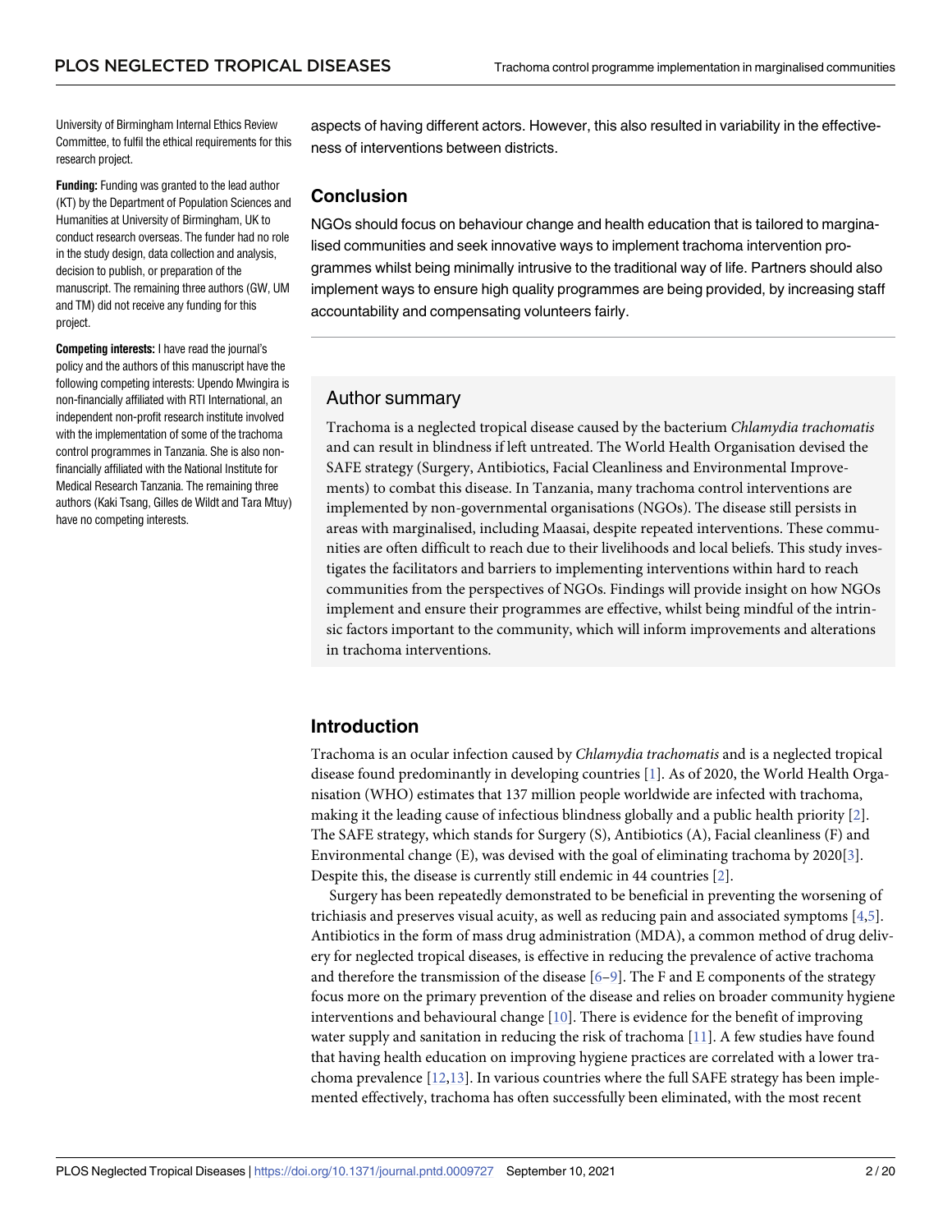University of Birmingham Internal Ethics Review Committee, to fulfil the ethical requirements for this research project.

**Funding:** Funding was granted to the lead author (KT) by the Department of Population Sciences and Humanities at University of Birmingham, UK to conduct research overseas. The funder had no role in the study design, data collection and analysis, decision to publish, or preparation of the manuscript. The remaining three authors (GW, UM and TM) did not receive any funding for this project.

**Competing interests:** I have read the journal's policy and the authors of this manuscript have the following competing interests: Upendo Mwingira is non-financially affiliated with RTI International, an independent non-profit research institute involved with the implementation of some of the trachoma control programmes in Tanzania. She is also non-financially affiliated with the National Institute for Medical Research Tanzania. The remaining three authors (Kaki Tsang, Gilles de Wildt and Tara Mtuy) have no competing interests.

aspects of having different actors. However, this also resulted in variability in the effectiveness of interventions between districts.

## Conclusion

NGOs should focus on behaviour change and health education that is tailored to marginalised communities and seek innovative ways to implement trachoma intervention programmes whilst being minimally intrusive to the traditional way of life. Partners should also implement ways to ensure high quality programmes are being provided, by increasing staff accountability and compensating volunteers fairly.

## Author summary

Trachoma is a neglected tropical disease caused by the bacterium *Chlamydia trachomatis* and can result in blindness if left untreated. The World Health Organisation devised the SAFE strategy (Surgery, Antibiotics, Facial Cleanliness and Environmental Improvements) to combat this disease. In Tanzania, many trachoma control interventions are implemented by non-governmental organisations (NGOs). The disease still persists in areas with marginalised, including Maasai, despite repeated interventions. These communities are often difficult to reach due to their livelihoods and local beliefs. This study investigates the facilitators and barriers to implementing interventions within hard to reach communities from the perspectives of NGOs. Findings will provide insight on how NGOs implement and ensure their programmes are effective, whilst being mindful of the intrinsic factors important to the community, which will inform improvements and alterations in trachoma interventions.

## Introduction

Trachoma is an ocular infection caused by *Chlamydia trachomatis* and is a neglected tropical disease found predominantly in developing countries [1]. As of 2020, the World Health Organisation (WHO) estimates that 137 million people worldwide are infected with trachoma, making it the leading cause of infectious blindness globally and a public health priority [2]. The SAFE strategy, which stands for Surgery (S), Antibiotics (A), Facial cleanliness (F) and Environmental change (E), was devised with the goal of eliminating trachoma by 2020[3]. Despite this, the disease is currently still endemic in 44 countries [2].

Surgery has been repeatedly demonstrated to be beneficial in preventing the worsening of trichiasis and preserves visual acuity, as well as reducing pain and associated symptoms [4,5]. Antibiotics in the form of mass drug administration (MDA), a common method of drug delivery for neglected tropical diseases, is effective in reducing the prevalence of active trachoma and therefore the transmission of the disease [6–9]. The F and E components of the strategy focus more on the primary prevention of the disease and relies on broader community hygiene interventions and behavioural change [10]. There is evidence for the benefit of improving water supply and sanitation in reducing the risk of trachoma [11]. A few studies have found that having health education on improving hygiene practices are correlated with a lower trachoma prevalence [12,13]. In various countries where the full SAFE strategy has been implemented effectively, trachoma has often successfully been eliminated, with the most recent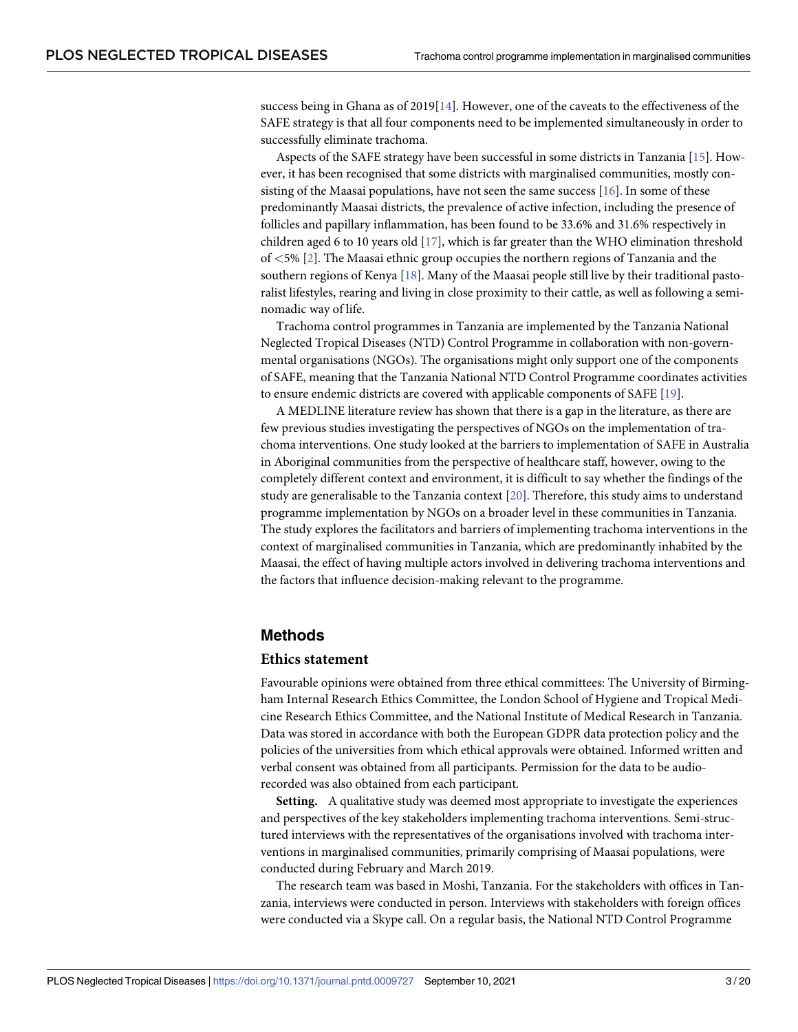success being in Ghana as of 2019[14]. However, one of the caveats to the effectiveness of the SAFE strategy is that all four components need to be implemented simultaneously in order to successfully eliminate trachoma.

Aspects of the SAFE strategy have been successful in some districts in Tanzania [15]. However, it has been recognised that some districts with marginalised communities, mostly consisting of the Maasai populations, have not seen the same success [16]. In some of these predominantly Maasai districts, the prevalence of active infection, including the presence of follicles and papillary inflammation, has been found to be 33.6% and 31.6% respectively in children aged 6 to 10 years old [17], which is far greater than the WHO elimination threshold of <5% [2]. The Maasai ethnic group occupies the northern regions of Tanzania and the southern regions of Kenya [18]. Many of the Maasai people still live by their traditional pastoralist lifestyles, rearing and living in close proximity to their cattle, as well as following a semi-nomadic way of life.

Trachoma control programmes in Tanzania are implemented by the Tanzania National Neglected Tropical Diseases (NTD) Control Programme in collaboration with non-governmental organisations (NGOs). The organisations might only support one of the components of SAFE, meaning that the Tanzania National NTD Control Programme coordinates activities to ensure endemic districts are covered with applicable components of SAFE [19].

A MEDLINE literature review has shown that there is a gap in the literature, as there are few previous studies investigating the perspectives of NGOs on the implementation of trachoma interventions. One study looked at the barriers to implementation of SAFE in Australia in Aboriginal communities from the perspective of healthcare staff, however, owing to the completely different context and environment, it is difficult to say whether the findings of the study are generalisable to the Tanzania context [20]. Therefore, this study aims to understand programme implementation by NGOs on a broader level in these communities in Tanzania. The study explores the facilitators and barriers of implementing trachoma interventions in the context of marginalised communities in Tanzania, which are predominantly inhabited by the Maasai, the effect of having multiple actors involved in delivering trachoma interventions and the factors that influence decision-making relevant to the programme.

## Methods

### Ethics statement

Favourable opinions were obtained from three ethical committees: The University of Birmingham Internal Research Ethics Committee, the London School of Hygiene and Tropical Medicine Research Ethics Committee, and the National Institute of Medical Research in Tanzania. Data was stored in accordance with both the European GDPR data protection policy and the policies of the universities from which ethical approvals were obtained. Informed written and verbal consent was obtained from all participants. Permission for the data to be audio-recorded was also obtained from each participant.

**Setting.** A qualitative study was deemed most appropriate to investigate the experiences and perspectives of the key stakeholders implementing trachoma interventions. Semi-structured interviews with the representatives of the organisations involved with trachoma interventions in marginalised communities, primarily comprising of Maasai populations, were conducted during February and March 2019.

The research team was based in Moshi, Tanzania. For the stakeholders with offices in Tanzania, interviews were conducted in person. Interviews with stakeholders with foreign offices were conducted via a Skype call. On a regular basis, the National NTD Control Programme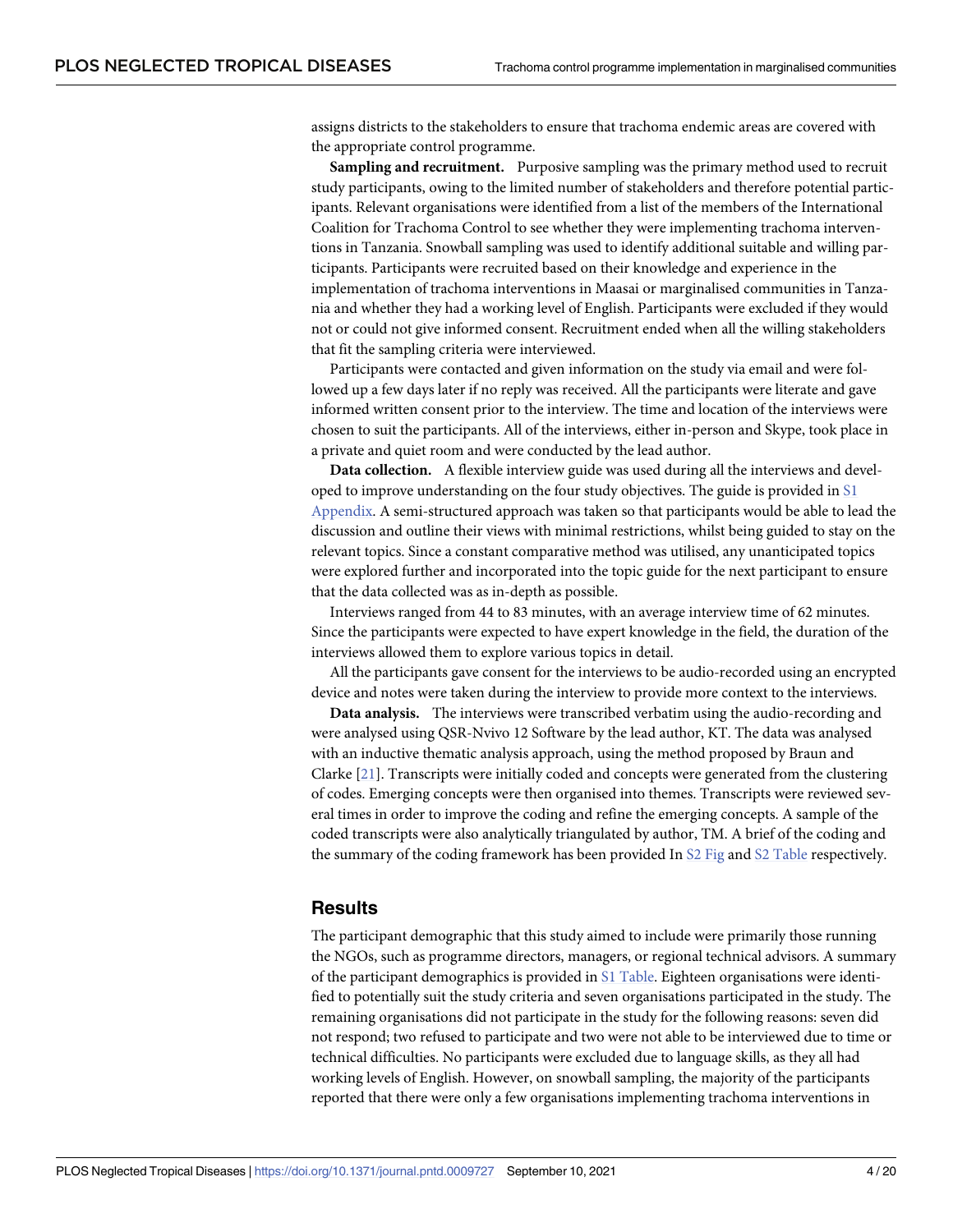assigns districts to the stakeholders to ensure that trachoma endemic areas are covered with the appropriate control programme.

**Sampling and recruitment.** Purposive sampling was the primary method used to recruit study participants, owing to the limited number of stakeholders and therefore potential participants. Relevant organisations were identified from a list of the members of the International Coalition for Trachoma Control to see whether they were implementing trachoma interventions in Tanzania. Snowball sampling was used to identify additional suitable and willing participants. Participants were recruited based on their knowledge and experience in the implementation of trachoma interventions in Maasai or marginalised communities in Tanzania and whether they had a working level of English. Participants were excluded if they would not or could not give informed consent. Recruitment ended when all the willing stakeholders that fit the sampling criteria were interviewed.

Participants were contacted and given information on the study via email and were followed up a few days later if no reply was received. All the participants were literate and gave informed written consent prior to the interview. The time and location of the interviews were chosen to suit the participants. All of the interviews, either in-person and Skype, took place in a private and quiet room and were conducted by the lead author.

**Data collection.** A flexible interview guide was used during all the interviews and developed to improve understanding on the four study objectives. The guide is provided in S1 Appendix. A semi-structured approach was taken so that participants would be able to lead the discussion and outline their views with minimal restrictions, whilst being guided to stay on the relevant topics. Since a constant comparative method was utilised, any unanticipated topics were explored further and incorporated into the topic guide for the next participant to ensure that the data collected was as in-depth as possible.

Interviews ranged from 44 to 83 minutes, with an average interview time of 62 minutes. Since the participants were expected to have expert knowledge in the field, the duration of the interviews allowed them to explore various topics in detail.

All the participants gave consent for the interviews to be audio-recorded using an encrypted device and notes were taken during the interview to provide more context to the interviews.

**Data analysis.** The interviews were transcribed verbatim using the audio-recording and were analysed using QSR-Nvivo 12 Software by the lead author, KT. The data was analysed with an inductive thematic analysis approach, using the method proposed by Braun and Clarke [21]. Transcripts were initially coded and concepts were generated from the clustering of codes. Emerging concepts were then organised into themes. Transcripts were reviewed several times in order to improve the coding and refine the emerging concepts. A sample of the coded transcripts were also analytically triangulated by author, TM. A brief of the coding and the summary of the coding framework has been provided In S2 Fig and S2 Table respectively.

## Results

The participant demographic that this study aimed to include were primarily those running the NGOs, such as programme directors, managers, or regional technical advisors. A summary of the participant demographics is provided in S1 Table. Eighteen organisations were identified to potentially suit the study criteria and seven organisations participated in the study. The remaining organisations did not participate in the study for the following reasons: seven did not respond; two refused to participate and two were not able to be interviewed due to time or technical difficulties. No participants were excluded due to language skills, as they all had working levels of English. However, on snowball sampling, the majority of the participants reported that there were only a few organisations implementing trachoma interventions in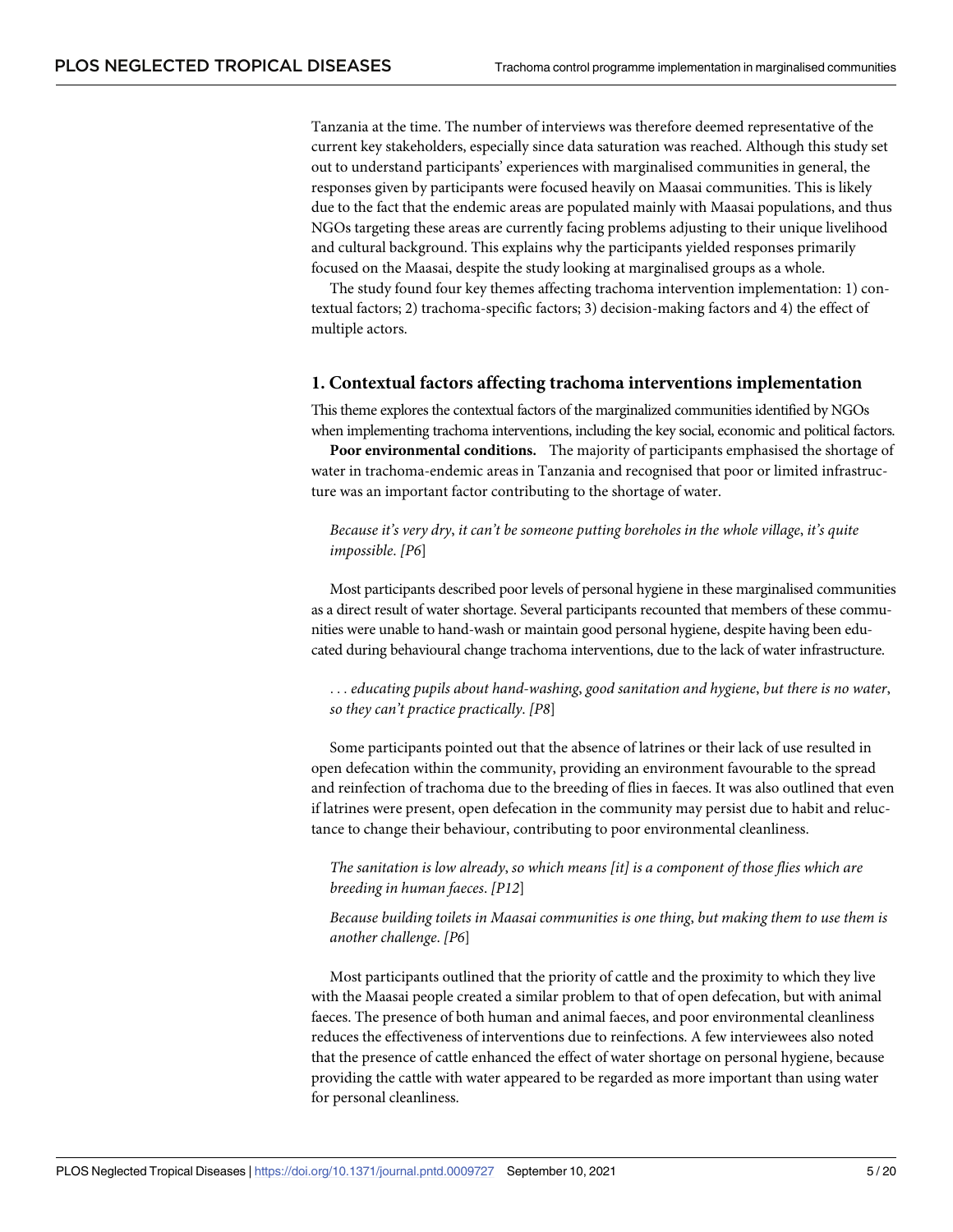Tanzania at the time. The number of interviews was therefore deemed representative of the current key stakeholders, especially since data saturation was reached. Although this study set out to understand participants' experiences with marginalised communities in general, the responses given by participants were focused heavily on Maasai communities. This is likely due to the fact that the endemic areas are populated mainly with Maasai populations, and thus NGOs targeting these areas are currently facing problems adjusting to their unique livelihood and cultural background. This explains why the participants yielded responses primarily focused on the Maasai, despite the study looking at marginalised groups as a whole.

The study found four key themes affecting trachoma intervention implementation: 1) contextual factors; 2) trachoma-specific factors; 3) decision-making factors and 4) the effect of multiple actors.

## 1. Contextual factors affecting trachoma interventions implementation

This theme explores the contextual factors of the marginalized communities identified by NGOs when implementing trachoma interventions, including the key social, economic and political factors.

**Poor environmental conditions.** The majority of participants emphasised the shortage of water in trachoma-endemic areas in Tanzania and recognised that poor or limited infrastructure was an important factor contributing to the shortage of water.

> *Because it's very dry, it can't be someone putting boreholes in the whole village, it's quite impossible. [P6]*

Most participants described poor levels of personal hygiene in these marginalised communities as a direct result of water shortage. Several participants recounted that members of these communities were unable to hand-wash or maintain good personal hygiene, despite having been educated during behavioural change trachoma interventions, due to the lack of water infrastructure.

> *. . . educating pupils about hand-washing, good sanitation and hygiene, but there is no water, so they can't practice practically. [P8]*

Some participants pointed out that the absence of latrines or their lack of use resulted in open defecation within the community, providing an environment favourable to the spread and reinfection of trachoma due to the breeding of flies in faeces. It was also outlined that even if latrines were present, open defecation in the community may persist due to habit and reluctance to change their behaviour, contributing to poor environmental cleanliness.

> *The sanitation is low already, so which means [it] is a component of those flies which are breeding in human faeces. [P12]*

> *Because building toilets in Maasai communities is one thing, but making them to use them is another challenge. [P6]*

Most participants outlined that the priority of cattle and the proximity to which they live with the Maasai people created a similar problem to that of open defecation, but with animal faeces. The presence of both human and animal faeces, and poor environmental cleanliness reduces the effectiveness of interventions due to reinfections. A few interviewees also noted that the presence of cattle enhanced the effect of water shortage on personal hygiene, because providing the cattle with water appeared to be regarded as more important than using water for personal cleanliness.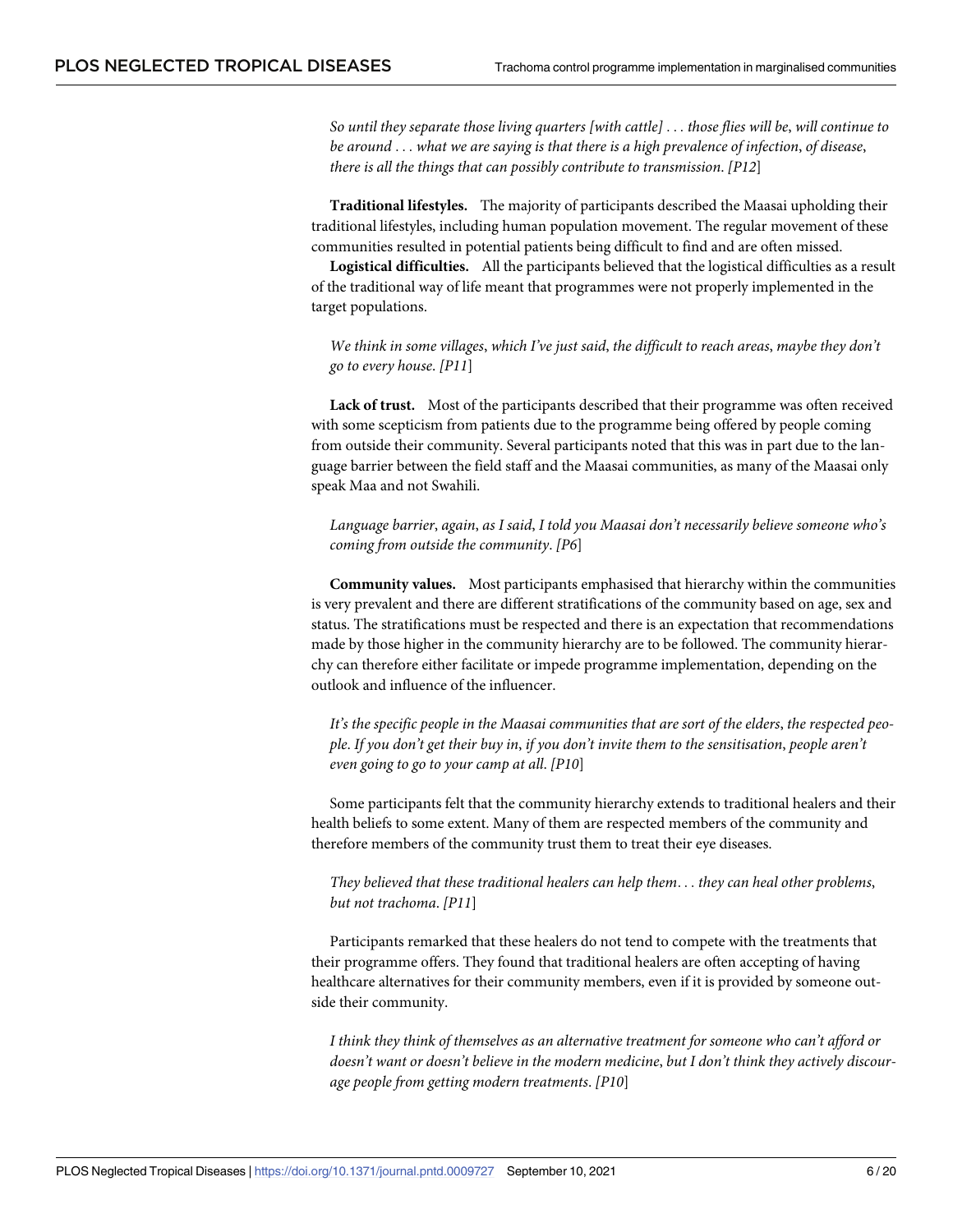*So until they separate those living quarters [with cattle] . . . those flies will be, will continue to be around . . . what we are saying is that there is a high prevalence of infection, of disease, there is all the things that can possibly contribute to transmission. [P12]*

**Traditional lifestyles.** The majority of participants described the Maasai upholding their traditional lifestyles, including human population movement. The regular movement of these communities resulted in potential patients being difficult to find and are often missed.

**Logistical difficulties.** All the participants believed that the logistical difficulties as a result of the traditional way of life meant that programmes were not properly implemented in the target populations.

*We think in some villages, which I've just said, the difficult to reach areas, maybe they don't go to every house. [P11]*

**Lack of trust.** Most of the participants described that their programme was often received with some scepticism from patients due to the programme being offered by people coming from outside their community. Several participants noted that this was in part due to the language barrier between the field staff and the Maasai communities, as many of the Maasai only speak Maa and not Swahili.

*Language barrier, again, as I said, I told you Maasai don't necessarily believe someone who's coming from outside the community. [P6]*

**Community values.** Most participants emphasised that hierarchy within the communities is very prevalent and there are different stratifications of the community based on age, sex and status. The stratifications must be respected and there is an expectation that recommendations made by those higher in the community hierarchy are to be followed. The community hierarchy can therefore either facilitate or impede programme implementation, depending on the outlook and influence of the influencer.

*It's the specific people in the Maasai communities that are sort of the elders, the respected people. If you don't get their buy in, if you don't invite them to the sensitisation, people aren't even going to go to your camp at all. [P10]*

Some participants felt that the community hierarchy extends to traditional healers and their health beliefs to some extent. Many of them are respected members of the community and therefore members of the community trust them to treat their eye diseases.

*They believed that these traditional healers can help them. . . they can heal other problems, but not trachoma. [P11]*

Participants remarked that these healers do not tend to compete with the treatments that their programme offers. They found that traditional healers are often accepting of having healthcare alternatives for their community members, even if it is provided by someone outside their community.

*I think they think of themselves as an alternative treatment for someone who can't afford or doesn't want or doesn't believe in the modern medicine, but I don't think they actively discourage people from getting modern treatments. [P10]*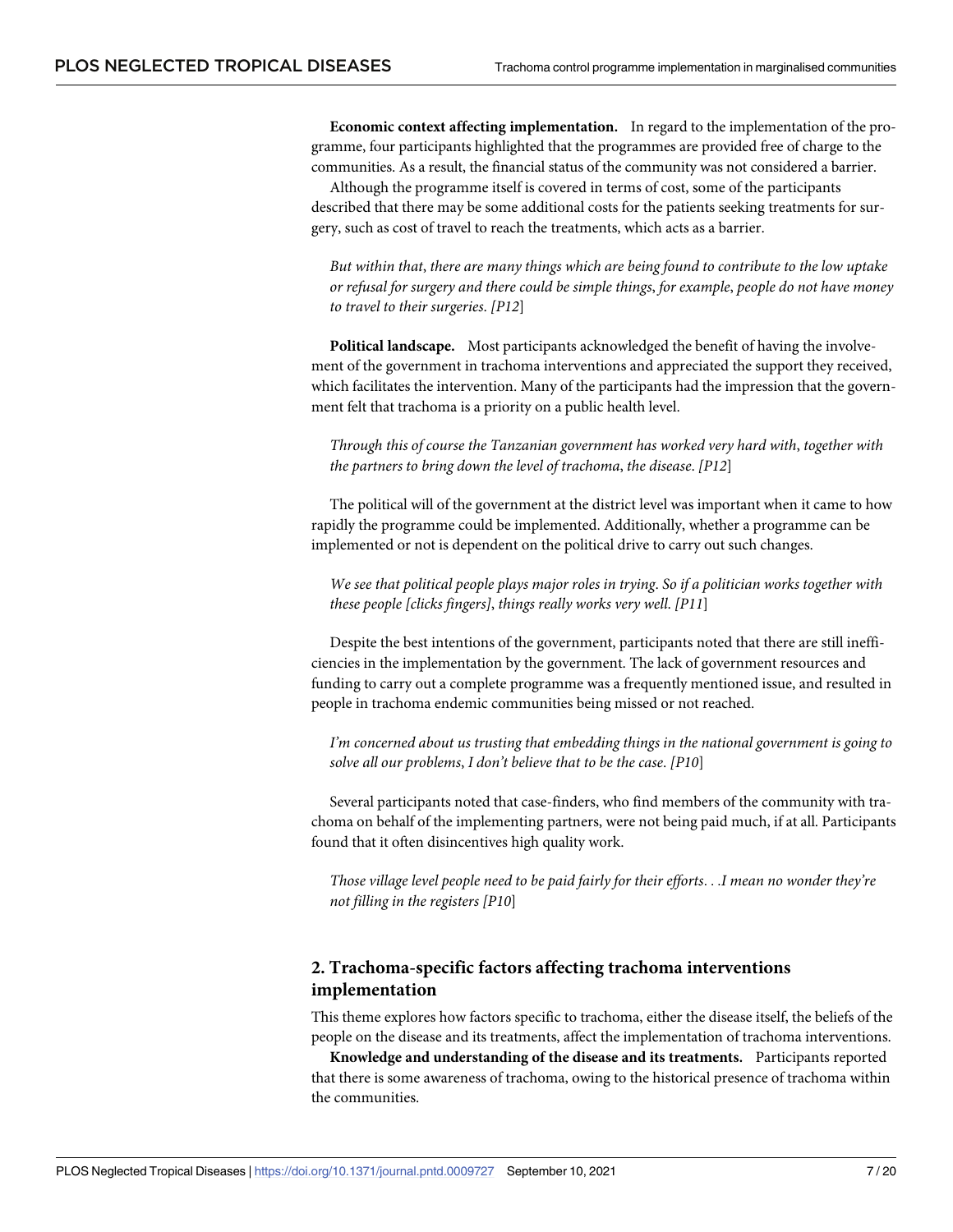**Economic context affecting implementation.** In regard to the implementation of the programme, four participants highlighted that the programmes are provided free of charge to the communities. As a result, the financial status of the community was not considered a barrier.

Although the programme itself is covered in terms of cost, some of the participants described that there may be some additional costs for the patients seeking treatments for surgery, such as cost of travel to reach the treatments, which acts as a barrier.

> *But within that, there are many things which are being found to contribute to the low uptake or refusal for surgery and there could be simple things, for example, people do not have money to travel to their surgeries. [P12]*

**Political landscape.** Most participants acknowledged the benefit of having the involvement of the government in trachoma interventions and appreciated the support they received, which facilitates the intervention. Many of the participants had the impression that the government felt that trachoma is a priority on a public health level.

> *Through this of course the Tanzanian government has worked very hard with, together with the partners to bring down the level of trachoma, the disease. [P12]*

The political will of the government at the district level was important when it came to how rapidly the programme could be implemented. Additionally, whether a programme can be implemented or not is dependent on the political drive to carry out such changes.

> *We see that political people plays major roles in trying. So if a politician works together with these people [clicks fingers], things really works very well. [P11]*

Despite the best intentions of the government, participants noted that there are still inefficiencies in the implementation by the government. The lack of government resources and funding to carry out a complete programme was a frequently mentioned issue, and resulted in people in trachoma endemic communities being missed or not reached.

> *I'm concerned about us trusting that embedding things in the national government is going to solve all our problems, I don't believe that to be the case. [P10]*

Several participants noted that case-finders, who find members of the community with trachoma on behalf of the implementing partners, were not being paid much, if at all. Participants found that it often disincentives high quality work.

> *Those village level people need to be paid fairly for their efforts. . .I mean no wonder they're not filling in the registers [P10]*

## 2. Trachoma-specific factors affecting trachoma interventions implementation

This theme explores how factors specific to trachoma, either the disease itself, the beliefs of the people on the disease and its treatments, affect the implementation of trachoma interventions.

**Knowledge and understanding of the disease and its treatments.** Participants reported that there is some awareness of trachoma, owing to the historical presence of trachoma within the communities.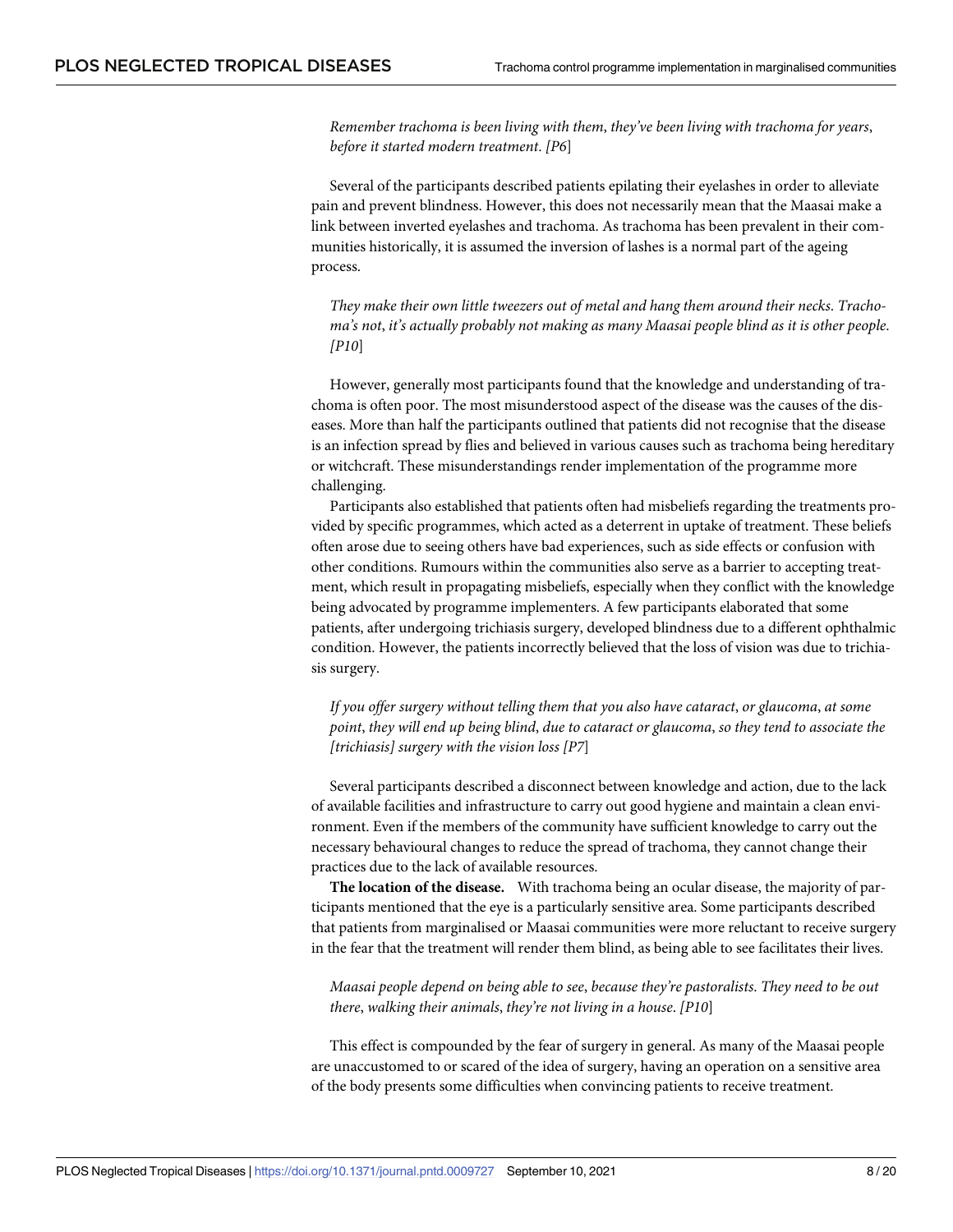*Remember trachoma is been living with them, they've been living with trachoma for years, before it started modern treatment. [P6]*

Several of the participants described patients epilating their eyelashes in order to alleviate pain and prevent blindness. However, this does not necessarily mean that the Maasai make a link between inverted eyelashes and trachoma. As trachoma has been prevalent in their communities historically, it is assumed the inversion of lashes is a normal part of the ageing process.

*They make their own little tweezers out of metal and hang them around their necks. Trachoma's not, it's actually probably not making as many Maasai people blind as it is other people. [P10]*

However, generally most participants found that the knowledge and understanding of trachoma is often poor. The most misunderstood aspect of the disease was the causes of the diseases. More than half the participants outlined that patients did not recognise that the disease is an infection spread by flies and believed in various causes such as trachoma being hereditary or witchcraft. These misunderstandings render implementation of the programme more challenging.

Participants also established that patients often had misbeliefs regarding the treatments provided by specific programmes, which acted as a deterrent in uptake of treatment. These beliefs often arose due to seeing others have bad experiences, such as side effects or confusion with other conditions. Rumours within the communities also serve as a barrier to accepting treatment, which result in propagating misbeliefs, especially when they conflict with the knowledge being advocated by programme implementers. A few participants elaborated that some patients, after undergoing trichiasis surgery, developed blindness due to a different ophthalmic condition. However, the patients incorrectly believed that the loss of vision was due to trichiasis surgery.

*If you offer surgery without telling them that you also have cataract, or glaucoma, at some point, they will end up being blind, due to cataract or glaucoma, so they tend to associate the [trichiasis] surgery with the vision loss [P7]*

Several participants described a disconnect between knowledge and action, due to the lack of available facilities and infrastructure to carry out good hygiene and maintain a clean environment. Even if the members of the community have sufficient knowledge to carry out the necessary behavioural changes to reduce the spread of trachoma, they cannot change their practices due to the lack of available resources.

**The location of the disease.** With trachoma being an ocular disease, the majority of participants mentioned that the eye is a particularly sensitive area. Some participants described that patients from marginalised or Maasai communities were more reluctant to receive surgery in the fear that the treatment will render them blind, as being able to see facilitates their lives.

*Maasai people depend on being able to see, because they're pastoralists. They need to be out there, walking their animals, they're not living in a house. [P10]*

This effect is compounded by the fear of surgery in general. As many of the Maasai people are unaccustomed to or scared of the idea of surgery, having an operation on a sensitive area of the body presents some difficulties when convincing patients to receive treatment.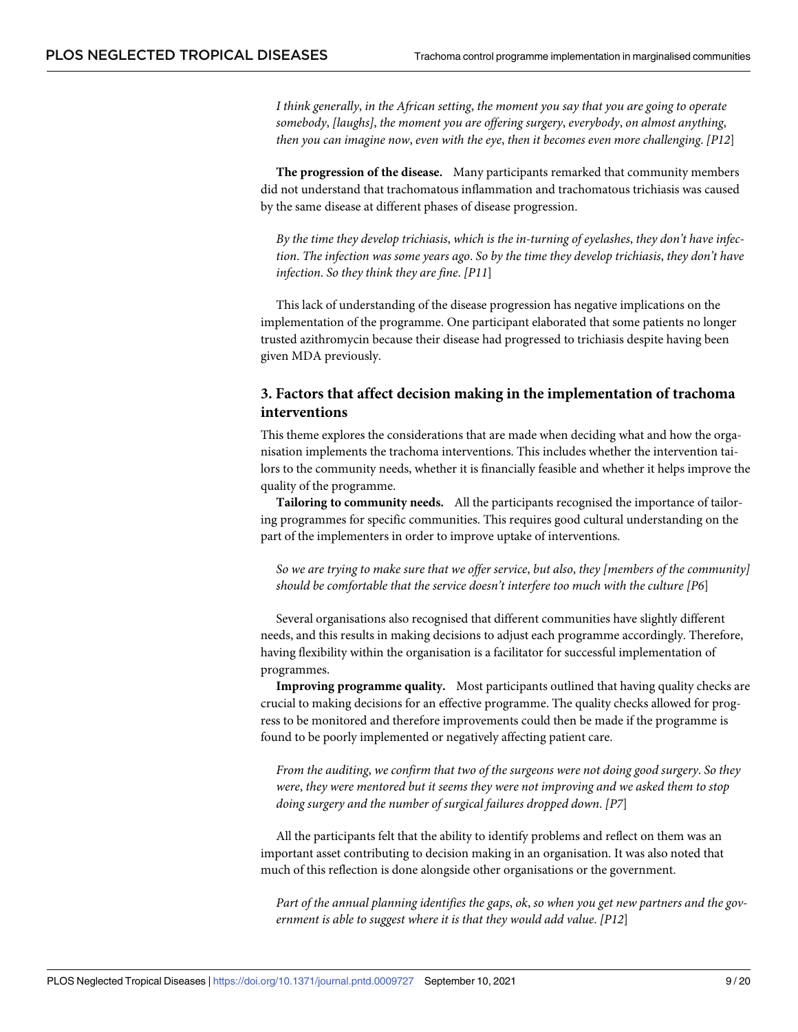*I think generally, in the African setting, the moment you say that you are going to operate somebody, [laughs], the moment you are offering surgery, everybody, on almost anything, then you can imagine now, even with the eye, then it becomes even more challenging. [P12]*

**The progression of the disease.** Many participants remarked that community members did not understand that trachomatous inflammation and trachomatous trichiasis was caused by the same disease at different phases of disease progression.

*By the time they develop trichiasis, which is the in-turning of eyelashes, they don't have infection. The infection was some years ago. So by the time they develop trichiasis, they don't have infection. So they think they are fine. [P11]*

This lack of understanding of the disease progression has negative implications on the implementation of the programme. One participant elaborated that some patients no longer trusted azithromycin because their disease had progressed to trichiasis despite having been given MDA previously.

### 3. Factors that affect decision making in the implementation of trachoma interventions

This theme explores the considerations that are made when deciding what and how the organisation implements the trachoma interventions. This includes whether the intervention tailors to the community needs, whether it is financially feasible and whether it helps improve the quality of the programme.

**Tailoring to community needs.** All the participants recognised the importance of tailoring programmes for specific communities. This requires good cultural understanding on the part of the implementers in order to improve uptake of interventions.

*So we are trying to make sure that we offer service, but also, they [members of the community] should be comfortable that the service doesn't interfere too much with the culture [P6]*

Several organisations also recognised that different communities have slightly different needs, and this results in making decisions to adjust each programme accordingly. Therefore, having flexibility within the organisation is a facilitator for successful implementation of programmes.

**Improving programme quality.** Most participants outlined that having quality checks are crucial to making decisions for an effective programme. The quality checks allowed for progress to be monitored and therefore improvements could then be made if the programme is found to be poorly implemented or negatively affecting patient care.

*From the auditing, we confirm that two of the surgeons were not doing good surgery. So they were, they were mentored but it seems they were not improving and we asked them to stop doing surgery and the number of surgical failures dropped down. [P7]*

All the participants felt that the ability to identify problems and reflect on them was an important asset contributing to decision making in an organisation. It was also noted that much of this reflection is done alongside other organisations or the government.

*Part of the annual planning identifies the gaps, ok, so when you get new partners and the government is able to suggest where it is that they would add value. [P12]*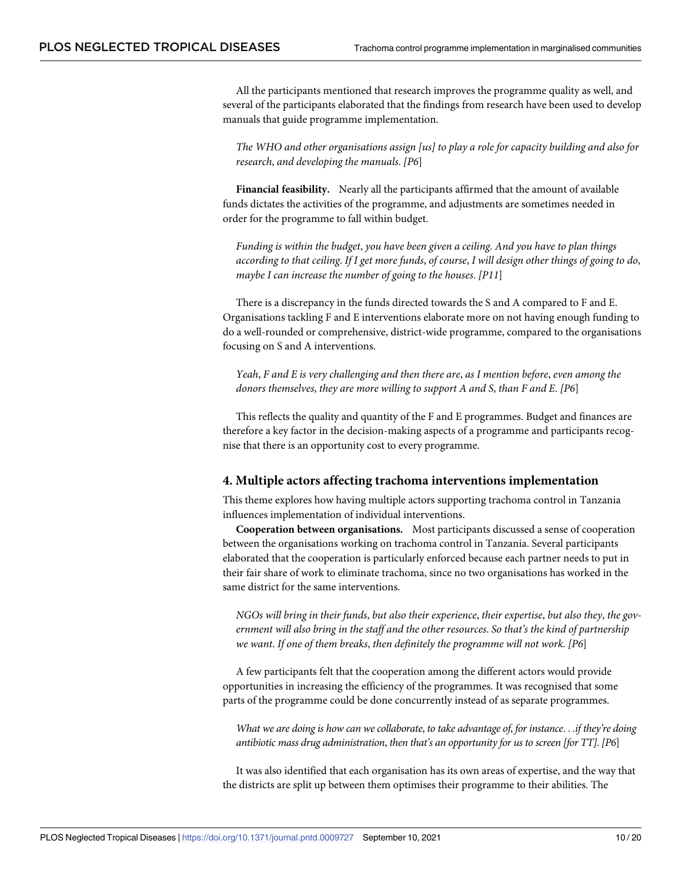All the participants mentioned that research improves the programme quality as well, and several of the participants elaborated that the findings from research have been used to develop manuals that guide programme implementation.

> *The WHO and other organisations assign [us] to play a role for capacity building and also for research, and developing the manuals. [P6]*

**Financial feasibility.** Nearly all the participants affirmed that the amount of available funds dictates the activities of the programme, and adjustments are sometimes needed in order for the programme to fall within budget.

> *Funding is within the budget, you have been given a ceiling. And you have to plan things according to that ceiling. If I get more funds, of course, I will design other things of going to do, maybe I can increase the number of going to the houses. [P11]*

There is a discrepancy in the funds directed towards the S and A compared to F and E. Organisations tackling F and E interventions elaborate more on not having enough funding to do a well-rounded or comprehensive, district-wide programme, compared to the organisations focusing on S and A interventions.

> *Yeah, F and E is very challenging and then there are, as I mention before, even among the donors themselves, they are more willing to support A and S, than F and E. [P6]*

This reflects the quality and quantity of the F and E programmes. Budget and finances are therefore a key factor in the decision-making aspects of a programme and participants recognise that there is an opportunity cost to every programme.

## 4. Multiple actors affecting trachoma interventions implementation

This theme explores how having multiple actors supporting trachoma control in Tanzania influences implementation of individual interventions.

**Cooperation between organisations.** Most participants discussed a sense of cooperation between the organisations working on trachoma control in Tanzania. Several participants elaborated that the cooperation is particularly enforced because each partner needs to put in their fair share of work to eliminate trachoma, since no two organisations has worked in the same district for the same interventions.

> *NGOs will bring in their funds, but also their experience, their expertise, but also they, the government will also bring in the staff and the other resources. So that's the kind of partnership we want. If one of them breaks, then definitely the programme will not work. [P6]*

A few participants felt that the cooperation among the different actors would provide opportunities in increasing the efficiency of the programmes. It was recognised that some parts of the programme could be done concurrently instead of as separate programmes.

> *What we are doing is how can we collaborate, to take advantage of, for instance. . .if they're doing antibiotic mass drug administration, then that's an opportunity for us to screen [for TT]. [P6]*

It was also identified that each organisation has its own areas of expertise, and the way that the districts are split up between them optimises their programme to their abilities. The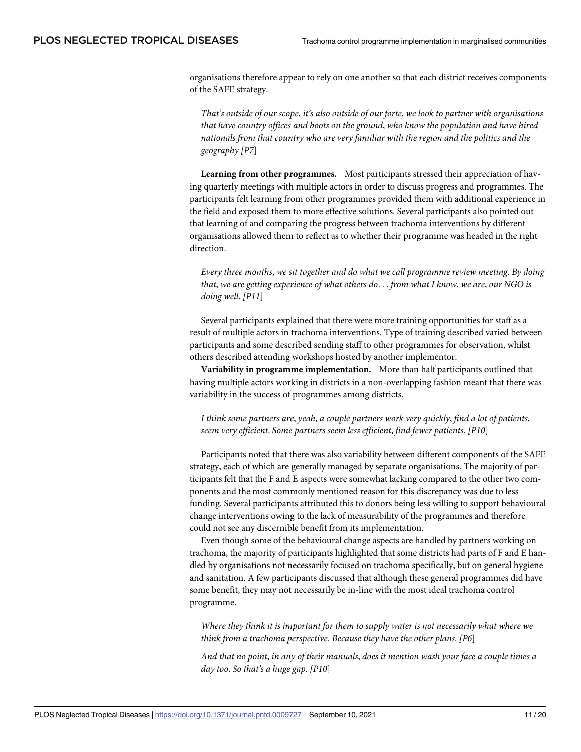organisations therefore appear to rely on one another so that each district receives components of the SAFE strategy.

> *That's outside of our scope, it's also outside of our forte, we look to partner with organisations that have country offices and boots on the ground, who know the population and have hired nationals from that country who are very familiar with the region and the politics and the geography [P7]*

**Learning from other programmes.** Most participants stressed their appreciation of having quarterly meetings with multiple actors in order to discuss progress and programmes. The participants felt learning from other programmes provided them with additional experience in the field and exposed them to more effective solutions. Several participants also pointed out that learning of and comparing the progress between trachoma interventions by different organisations allowed them to reflect as to whether their programme was headed in the right direction.

> *Every three months, we sit together and do what we call programme review meeting. By doing that, we are getting experience of what others do. . . from what I know, we are, our NGO is doing well. [P11]*

Several participants explained that there were more training opportunities for staff as a result of multiple actors in trachoma interventions. Type of training described varied between participants and some described sending staff to other programmes for observation, whilst others described attending workshops hosted by another implementor.

**Variability in programme implementation.** More than half participants outlined that having multiple actors working in districts in a non-overlapping fashion meant that there was variability in the success of programmes among districts.

> *I think some partners are, yeah, a couple partners work very quickly, find a lot of patients, seem very efficient. Some partners seem less efficient, find fewer patients. [P10]*

Participants noted that there was also variability between different components of the SAFE strategy, each of which are generally managed by separate organisations. The majority of participants felt that the F and E aspects were somewhat lacking compared to the other two components and the most commonly mentioned reason for this discrepancy was due to less funding. Several participants attributed this to donors being less willing to support behavioural change interventions owing to the lack of measurability of the programmes and therefore could not see any discernible benefit from its implementation.

Even though some of the behavioural change aspects are handled by partners working on trachoma, the majority of participants highlighted that some districts had parts of F and E handled by organisations not necessarily focused on trachoma specifically, but on general hygiene and sanitation. A few participants discussed that although these general programmes did have some benefit, they may not necessarily be in-line with the most ideal trachoma control programme.

> *Where they think it is important for them to supply water is not necessarily what where we think from a trachoma perspective. Because they have the other plans. [P6]*

> *And that no point, in any of their manuals, does it mention wash your face a couple times a day too. So that's a huge gap. [P10]*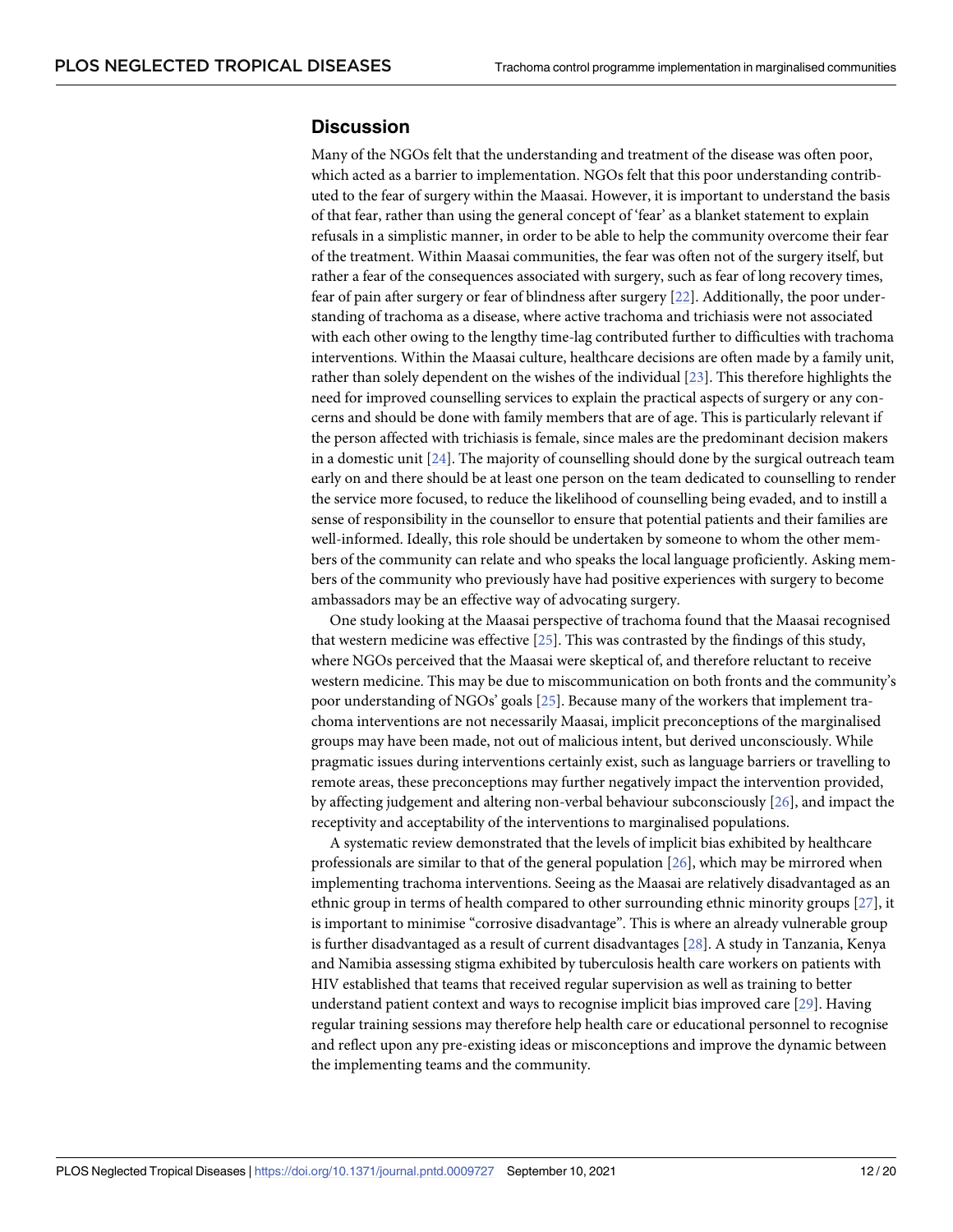## Discussion

Many of the NGOs felt that the understanding and treatment of the disease was often poor, which acted as a barrier to implementation. NGOs felt that this poor understanding contributed to the fear of surgery within the Maasai. However, it is important to understand the basis of that fear, rather than using the general concept of 'fear' as a blanket statement to explain refusals in a simplistic manner, in order to be able to help the community overcome their fear of the treatment. Within Maasai communities, the fear was often not of the surgery itself, but rather a fear of the consequences associated with surgery, such as fear of long recovery times, fear of pain after surgery or fear of blindness after surgery [22]. Additionally, the poor understanding of trachoma as a disease, where active trachoma and trichiasis were not associated with each other owing to the lengthy time-lag contributed further to difficulties with trachoma interventions. Within the Maasai culture, healthcare decisions are often made by a family unit, rather than solely dependent on the wishes of the individual [23]. This therefore highlights the need for improved counselling services to explain the practical aspects of surgery or any concerns and should be done with family members that are of age. This is particularly relevant if the person affected with trichiasis is female, since males are the predominant decision makers in a domestic unit [24]. The majority of counselling should done by the surgical outreach team early on and there should be at least one person on the team dedicated to counselling to render the service more focused, to reduce the likelihood of counselling being evaded, and to instill a sense of responsibility in the counsellor to ensure that potential patients and their families are well-informed. Ideally, this role should be undertaken by someone to whom the other members of the community can relate and who speaks the local language proficiently. Asking members of the community who previously have had positive experiences with surgery to become ambassadors may be an effective way of advocating surgery.

One study looking at the Maasai perspective of trachoma found that the Maasai recognised that western medicine was effective [25]. This was contrasted by the findings of this study, where NGOs perceived that the Maasai were skeptical of, and therefore reluctant to receive western medicine. This may be due to miscommunication on both fronts and the community's poor understanding of NGOs' goals [25]. Because many of the workers that implement trachoma interventions are not necessarily Maasai, implicit preconceptions of the marginalised groups may have been made, not out of malicious intent, but derived unconsciously. While pragmatic issues during interventions certainly exist, such as language barriers or travelling to remote areas, these preconceptions may further negatively impact the intervention provided, by affecting judgement and altering non-verbal behaviour subconsciously [26], and impact the receptivity and acceptability of the interventions to marginalised populations.

A systematic review demonstrated that the levels of implicit bias exhibited by healthcare professionals are similar to that of the general population [26], which may be mirrored when implementing trachoma interventions. Seeing as the Maasai are relatively disadvantaged as an ethnic group in terms of health compared to other surrounding ethnic minority groups [27], it is important to minimise "corrosive disadvantage". This is where an already vulnerable group is further disadvantaged as a result of current disadvantages [28]. A study in Tanzania, Kenya and Namibia assessing stigma exhibited by tuberculosis health care workers on patients with HIV established that teams that received regular supervision as well as training to better understand patient context and ways to recognise implicit bias improved care [29]. Having regular training sessions may therefore help health care or educational personnel to recognise and reflect upon any pre-existing ideas or misconceptions and improve the dynamic between the implementing teams and the community.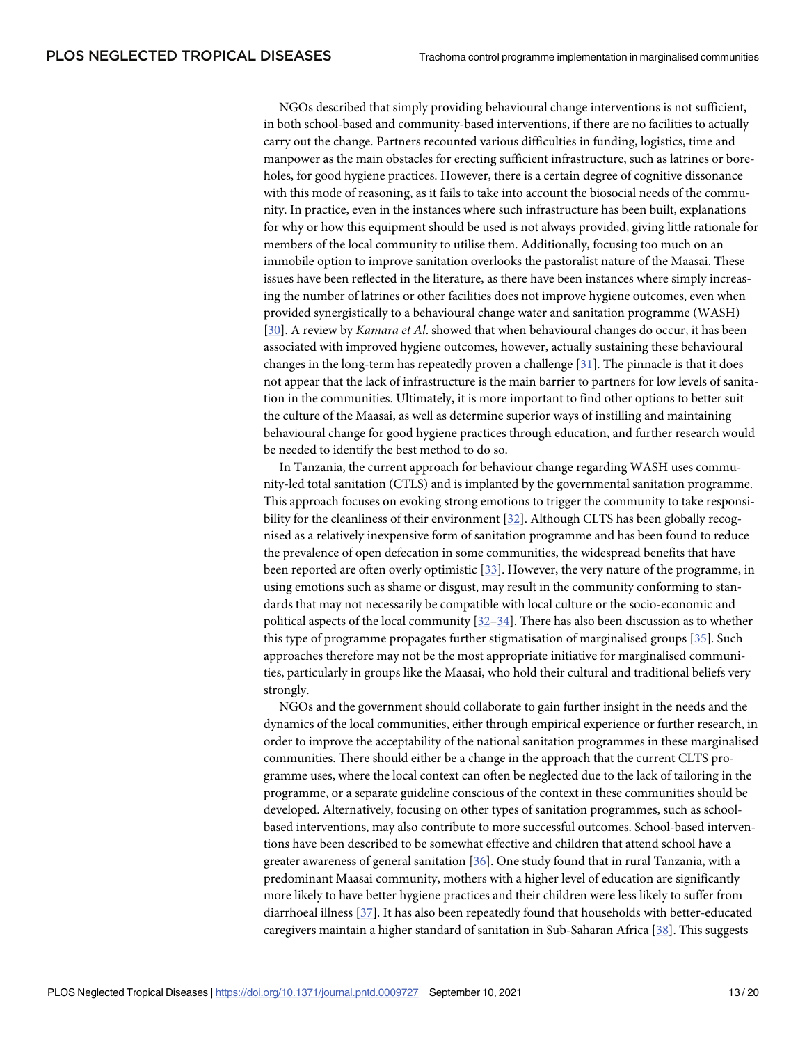NGOs described that simply providing behavioural change interventions is not sufficient, in both school-based and community-based interventions, if there are no facilities to actually carry out the change. Partners recounted various difficulties in funding, logistics, time and manpower as the main obstacles for erecting sufficient infrastructure, such as latrines or boreholes, for good hygiene practices. However, there is a certain degree of cognitive dissonance with this mode of reasoning, as it fails to take into account the biosocial needs of the community. In practice, even in the instances where such infrastructure has been built, explanations for why or how this equipment should be used is not always provided, giving little rationale for members of the local community to utilise them. Additionally, focusing too much on an immobile option to improve sanitation overlooks the pastoralist nature of the Maasai. These issues have been reflected in the literature, as there have been instances where simply increasing the number of latrines or other facilities does not improve hygiene outcomes, even when provided synergistically to a behavioural change water and sanitation programme (WASH) [30]. A review by *Kamara et Al*. showed that when behavioural changes do occur, it has been associated with improved hygiene outcomes, however, actually sustaining these behavioural changes in the long-term has repeatedly proven a challenge [31]. The pinnacle is that it does not appear that the lack of infrastructure is the main barrier to partners for low levels of sanitation in the communities. Ultimately, it is more important to find other options to better suit the culture of the Maasai, as well as determine superior ways of instilling and maintaining behavioural change for good hygiene practices through education, and further research would be needed to identify the best method to do so.

In Tanzania, the current approach for behaviour change regarding WASH uses community-led total sanitation (CTLS) and is implanted by the governmental sanitation programme. This approach focuses on evoking strong emotions to trigger the community to take responsibility for the cleanliness of their environment [32]. Although CLTS has been globally recognised as a relatively inexpensive form of sanitation programme and has been found to reduce the prevalence of open defecation in some communities, the widespread benefits that have been reported are often overly optimistic [33]. However, the very nature of the programme, in using emotions such as shame or disgust, may result in the community conforming to standards that may not necessarily be compatible with local culture or the socio-economic and political aspects of the local community [32–34]. There has also been discussion as to whether this type of programme propagates further stigmatisation of marginalised groups [35]. Such approaches therefore may not be the most appropriate initiative for marginalised communities, particularly in groups like the Maasai, who hold their cultural and traditional beliefs very strongly.

NGOs and the government should collaborate to gain further insight in the needs and the dynamics of the local communities, either through empirical experience or further research, in order to improve the acceptability of the national sanitation programmes in these marginalised communities. There should either be a change in the approach that the current CLTS programme uses, where the local context can often be neglected due to the lack of tailoring in the programme, or a separate guideline conscious of the context in these communities should be developed. Alternatively, focusing on other types of sanitation programmes, such as school-based interventions, may also contribute to more successful outcomes. School-based interventions have been described to be somewhat effective and children that attend school have a greater awareness of general sanitation [36]. One study found that in rural Tanzania, with a predominant Maasai community, mothers with a higher level of education are significantly more likely to have better hygiene practices and their children were less likely to suffer from diarrhoeal illness [37]. It has also been repeatedly found that households with better-educated caregivers maintain a higher standard of sanitation in Sub-Saharan Africa [38]. This suggests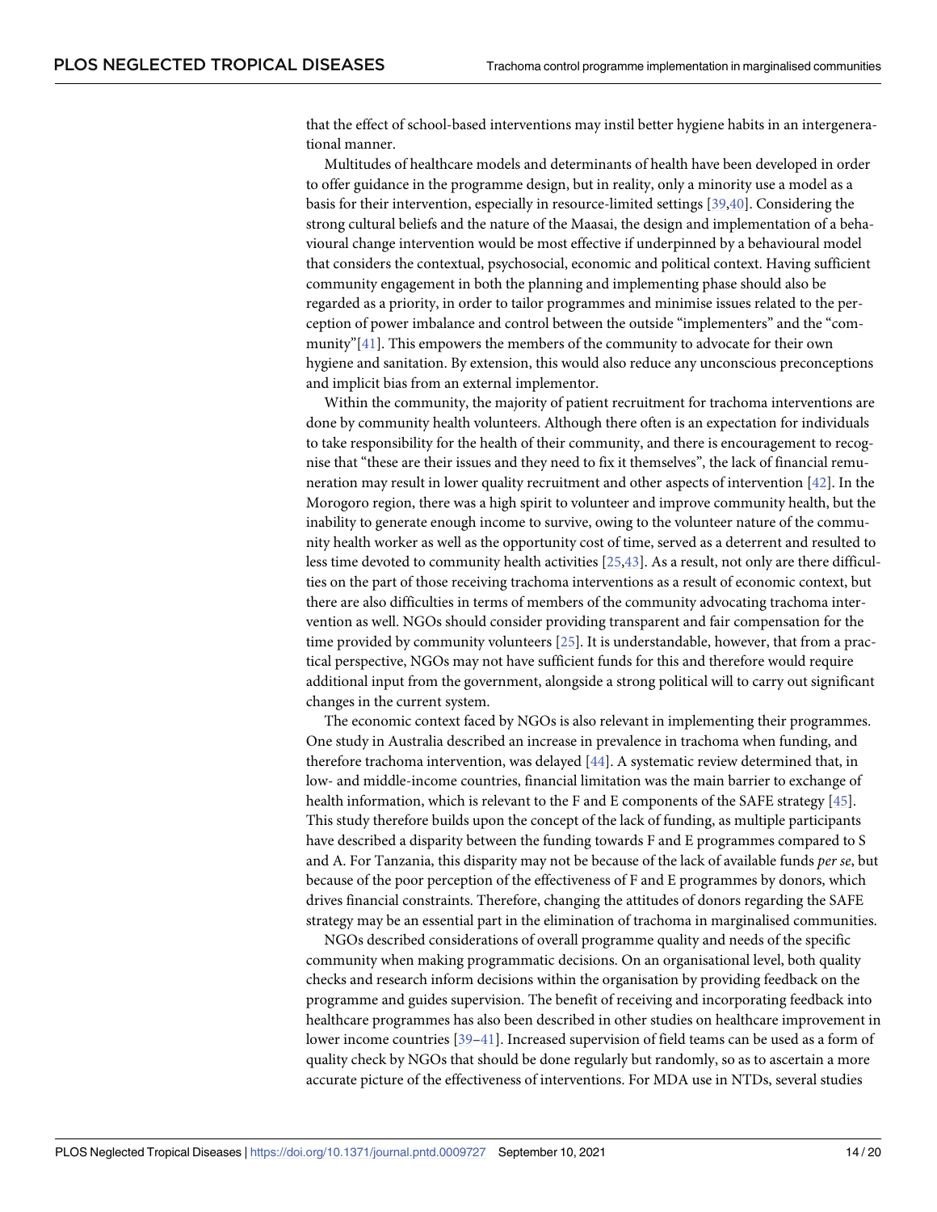that the effect of school-based interventions may instil better hygiene habits in an intergenerational manner.

Multitudes of healthcare models and determinants of health have been developed in order to offer guidance in the programme design, but in reality, only a minority use a model as a basis for their intervention, especially in resource-limited settings [39,40]. Considering the strong cultural beliefs and the nature of the Maasai, the design and implementation of a behavioural change intervention would be most effective if underpinned by a behavioural model that considers the contextual, psychosocial, economic and political context. Having sufficient community engagement in both the planning and implementing phase should also be regarded as a priority, in order to tailor programmes and minimise issues related to the perception of power imbalance and control between the outside "implementers" and the "community"[41]. This empowers the members of the community to advocate for their own hygiene and sanitation. By extension, this would also reduce any unconscious preconceptions and implicit bias from an external implementor.

Within the community, the majority of patient recruitment for trachoma interventions are done by community health volunteers. Although there often is an expectation for individuals to take responsibility for the health of their community, and there is encouragement to recognise that "these are their issues and they need to fix it themselves", the lack of financial remuneration may result in lower quality recruitment and other aspects of intervention [42]. In the Morogoro region, there was a high spirit to volunteer and improve community health, but the inability to generate enough income to survive, owing to the volunteer nature of the community health worker as well as the opportunity cost of time, served as a deterrent and resulted to less time devoted to community health activities [25,43]. As a result, not only are there difficulties on the part of those receiving trachoma interventions as a result of economic context, but there are also difficulties in terms of members of the community advocating trachoma intervention as well. NGOs should consider providing transparent and fair compensation for the time provided by community volunteers [25]. It is understandable, however, that from a practical perspective, NGOs may not have sufficient funds for this and therefore would require additional input from the government, alongside a strong political will to carry out significant changes in the current system.

The economic context faced by NGOs is also relevant in implementing their programmes. One study in Australia described an increase in prevalence in trachoma when funding, and therefore trachoma intervention, was delayed [44]. A systematic review determined that, in low- and middle-income countries, financial limitation was the main barrier to exchange of health information, which is relevant to the F and E components of the SAFE strategy [45]. This study therefore builds upon the concept of the lack of funding, as multiple participants have described a disparity between the funding towards F and E programmes compared to S and A. For Tanzania, this disparity may not be because of the lack of available funds *per se*, but because of the poor perception of the effectiveness of F and E programmes by donors, which drives financial constraints. Therefore, changing the attitudes of donors regarding the SAFE strategy may be an essential part in the elimination of trachoma in marginalised communities.

NGOs described considerations of overall programme quality and needs of the specific community when making programmatic decisions. On an organisational level, both quality checks and research inform decisions within the organisation by providing feedback on the programme and guides supervision. The benefit of receiving and incorporating feedback into healthcare programmes has also been described in other studies on healthcare improvement in lower income countries [39–41]. Increased supervision of field teams can be used as a form of quality check by NGOs that should be done regularly but randomly, so as to ascertain a more accurate picture of the effectiveness of interventions. For MDA use in NTDs, several studies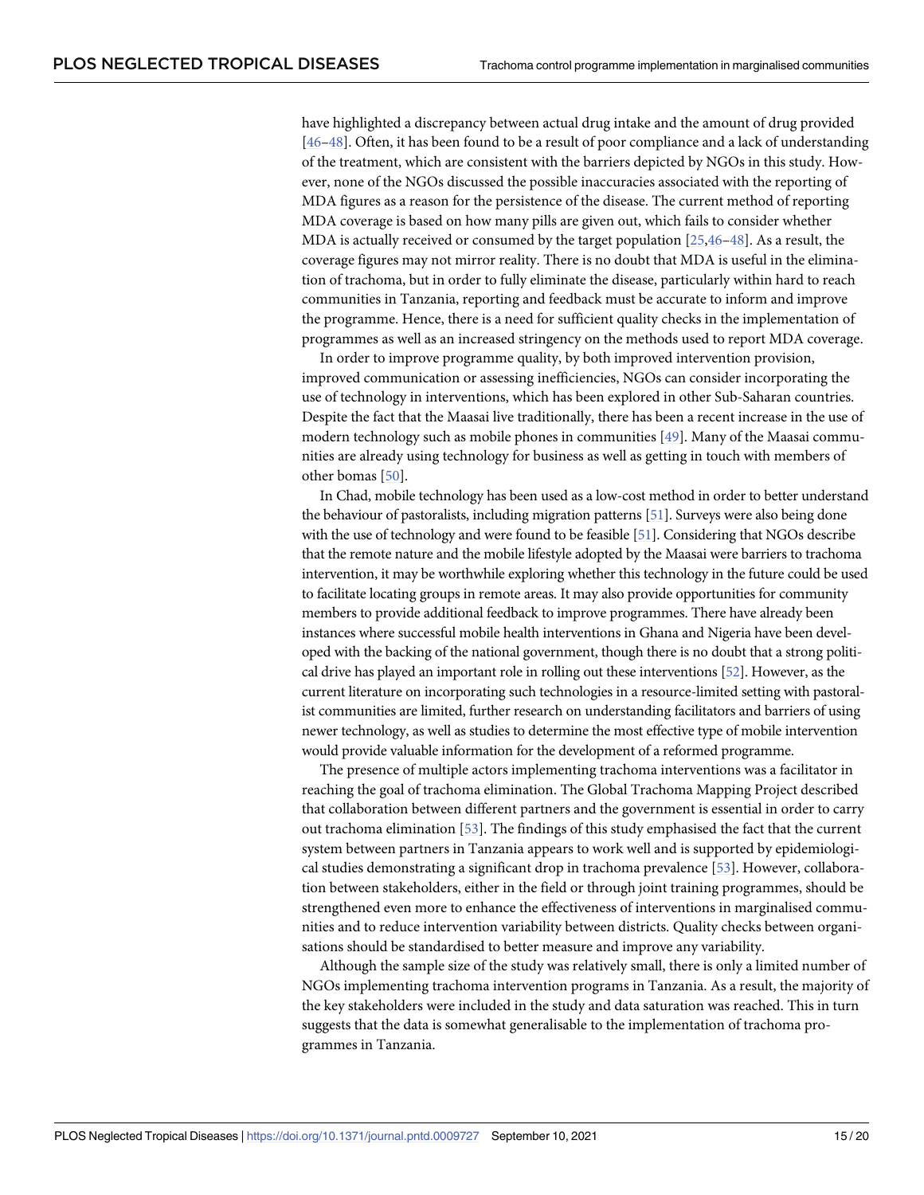have highlighted a discrepancy between actual drug intake and the amount of drug provided [46–48]. Often, it has been found to be a result of poor compliance and a lack of understanding of the treatment, which are consistent with the barriers depicted by NGOs in this study. However, none of the NGOs discussed the possible inaccuracies associated with the reporting of MDA figures as a reason for the persistence of the disease. The current method of reporting MDA coverage is based on how many pills are given out, which fails to consider whether MDA is actually received or consumed by the target population [25,46–48]. As a result, the coverage figures may not mirror reality. There is no doubt that MDA is useful in the elimination of trachoma, but in order to fully eliminate the disease, particularly within hard to reach communities in Tanzania, reporting and feedback must be accurate to inform and improve the programme. Hence, there is a need for sufficient quality checks in the implementation of programmes as well as an increased stringency on the methods used to report MDA coverage.

In order to improve programme quality, by both improved intervention provision, improved communication or assessing inefficiencies, NGOs can consider incorporating the use of technology in interventions, which has been explored in other Sub-Saharan countries. Despite the fact that the Maasai live traditionally, there has been a recent increase in the use of modern technology such as mobile phones in communities [49]. Many of the Maasai communities are already using technology for business as well as getting in touch with members of other bomas [50].

In Chad, mobile technology has been used as a low-cost method in order to better understand the behaviour of pastoralists, including migration patterns [51]. Surveys were also being done with the use of technology and were found to be feasible [51]. Considering that NGOs describe that the remote nature and the mobile lifestyle adopted by the Maasai were barriers to trachoma intervention, it may be worthwhile exploring whether this technology in the future could be used to facilitate locating groups in remote areas. It may also provide opportunities for community members to provide additional feedback to improve programmes. There have already been instances where successful mobile health interventions in Ghana and Nigeria have been developed with the backing of the national government, though there is no doubt that a strong political drive has played an important role in rolling out these interventions [52]. However, as the current literature on incorporating such technologies in a resource-limited setting with pastoralist communities are limited, further research on understanding facilitators and barriers of using newer technology, as well as studies to determine the most effective type of mobile intervention would provide valuable information for the development of a reformed programme.

The presence of multiple actors implementing trachoma interventions was a facilitator in reaching the goal of trachoma elimination. The Global Trachoma Mapping Project described that collaboration between different partners and the government is essential in order to carry out trachoma elimination [53]. The findings of this study emphasised the fact that the current system between partners in Tanzania appears to work well and is supported by epidemiological studies demonstrating a significant drop in trachoma prevalence [53]. However, collaboration between stakeholders, either in the field or through joint training programmes, should be strengthened even more to enhance the effectiveness of interventions in marginalised communities and to reduce intervention variability between districts. Quality checks between organisations should be standardised to better measure and improve any variability.

Although the sample size of the study was relatively small, there is only a limited number of NGOs implementing trachoma intervention programs in Tanzania. As a result, the majority of the key stakeholders were included in the study and data saturation was reached. This in turn suggests that the data is somewhat generalisable to the implementation of trachoma programmes in Tanzania.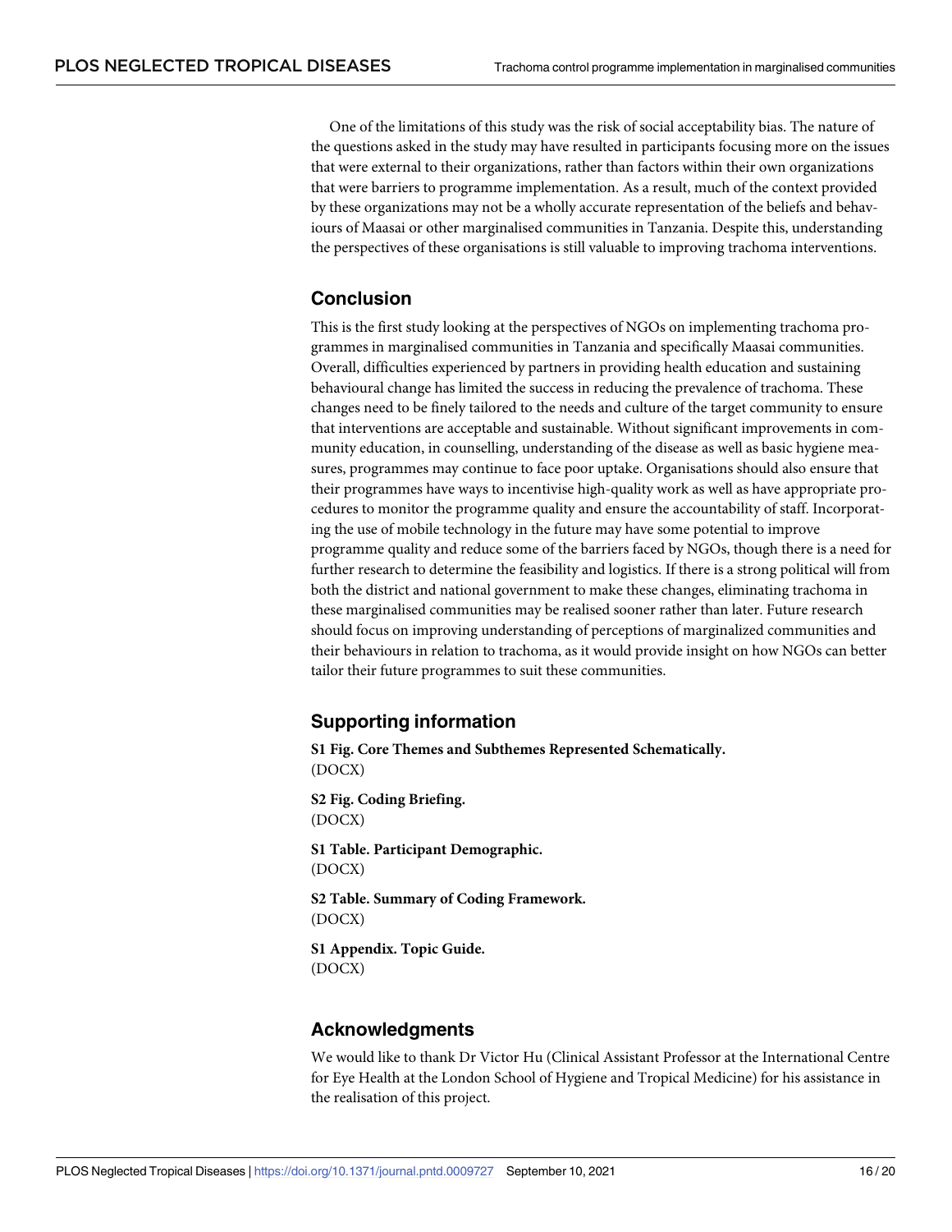One of the limitations of this study was the risk of social acceptability bias. The nature of the questions asked in the study may have resulted in participants focusing more on the issues that were external to their organizations, rather than factors within their own organizations that were barriers to programme implementation. As a result, much of the context provided by these organizations may not be a wholly accurate representation of the beliefs and behaviours of Maasai or other marginalised communities in Tanzania. Despite this, understanding the perspectives of these organisations is still valuable to improving trachoma interventions.

## Conclusion

This is the first study looking at the perspectives of NGOs on implementing trachoma programmes in marginalised communities in Tanzania and specifically Maasai communities. Overall, difficulties experienced by partners in providing health education and sustaining behavioural change has limited the success in reducing the prevalence of trachoma. These changes need to be finely tailored to the needs and culture of the target community to ensure that interventions are acceptable and sustainable. Without significant improvements in community education, in counselling, understanding of the disease as well as basic hygiene measures, programmes may continue to face poor uptake. Organisations should also ensure that their programmes have ways to incentivise high-quality work as well as have appropriate procedures to monitor the programme quality and ensure the accountability of staff. Incorporating the use of mobile technology in the future may have some potential to improve programme quality and reduce some of the barriers faced by NGOs, though there is a need for further research to determine the feasibility and logistics. If there is a strong political will from both the district and national government to make these changes, eliminating trachoma in these marginalised communities may be realised sooner rather than later. Future research should focus on improving understanding of perceptions of marginalized communities and their behaviours in relation to trachoma, as it would provide insight on how NGOs can better tailor their future programmes to suit these communities.

## Supporting information

**S1 Fig. Core Themes and Subthemes Represented Schematically.**
(DOCX)

**S2 Fig. Coding Briefing.**
(DOCX)

**S1 Table. Participant Demographic.**
(DOCX)

**S2 Table. Summary of Coding Framework.**
(DOCX)

**S1 Appendix. Topic Guide.**
(DOCX)

## Acknowledgments

We would like to thank Dr Victor Hu (Clinical Assistant Professor at the International Centre for Eye Health at the London School of Hygiene and Tropical Medicine) for his assistance in the realisation of this project.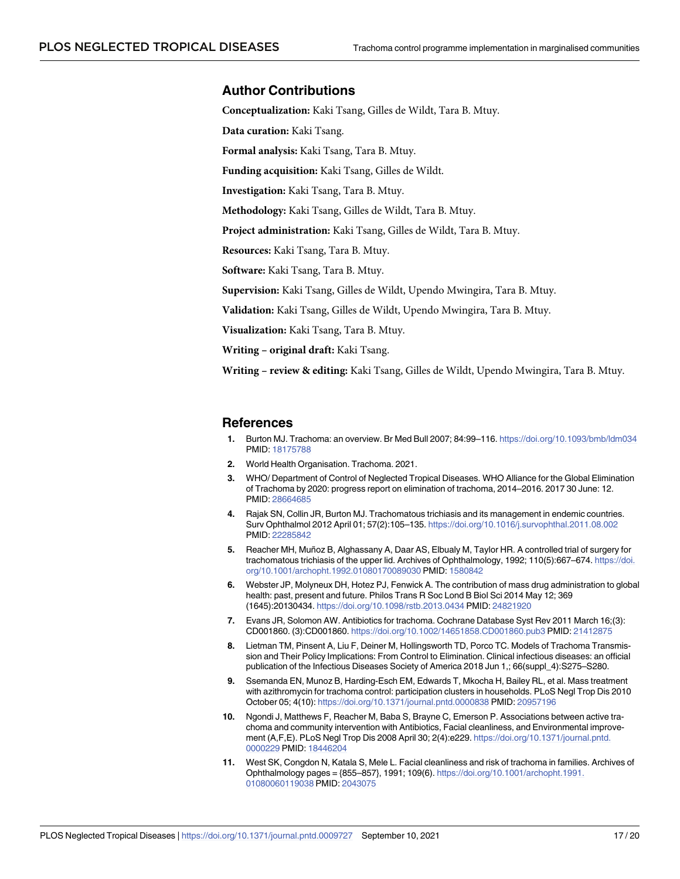## Author Contributions

**Conceptualization:** Kaki Tsang, Gilles de Wildt, Tara B. Mtuy.

**Data curation:** Kaki Tsang.

**Formal analysis:** Kaki Tsang, Tara B. Mtuy.

**Funding acquisition:** Kaki Tsang, Gilles de Wildt.

**Investigation:** Kaki Tsang, Tara B. Mtuy.

**Methodology:** Kaki Tsang, Gilles de Wildt, Tara B. Mtuy.

**Project administration:** Kaki Tsang, Gilles de Wildt, Tara B. Mtuy.

**Resources:** Kaki Tsang, Tara B. Mtuy.

**Software:** Kaki Tsang, Tara B. Mtuy.

**Supervision:** Kaki Tsang, Gilles de Wildt, Upendo Mwingira, Tara B. Mtuy.

**Validation:** Kaki Tsang, Gilles de Wildt, Upendo Mwingira, Tara B. Mtuy.

**Visualization:** Kaki Tsang, Tara B. Mtuy.

**Writing – original draft:** Kaki Tsang.

**Writing – review & editing:** Kaki Tsang, Gilles de Wildt, Upendo Mwingira, Tara B. Mtuy.

## References

1. Burton MJ. Trachoma: an overview. Br Med Bull 2007; 84:99–116. https://doi.org/10.1093/bmb/ldm034 PMID: 18175788
2. World Health Organisation. Trachoma. 2021.
3. WHO/ Department of Control of Neglected Tropical Diseases. WHO Alliance for the Global Elimination of Trachoma by 2020: progress report on elimination of trachoma, 2014–2016. 2017 30 June: 12. PMID: 28664685
4. Rajak SN, Collin JR, Burton MJ. Trachomatous trichiasis and its management in endemic countries. Surv Ophthalmol 2012 April 01; 57(2):105–135. https://doi.org/10.1016/j.survophthal.2011.08.002 PMID: 22285842
5. Reacher MH, Muñoz B, Alghassany A, Daar AS, Elbualy M, Taylor HR. A controlled trial of surgery for trachomatous trichiasis of the upper lid. Archives of Ophthalmology, 1992; 110(5):667–674. https://doi.org/10.1001/archopht.1992.01080170089030 PMID: 1580842
6. Webster JP, Molyneux DH, Hotez PJ, Fenwick A. The contribution of mass drug administration to global health: past, present and future. Philos Trans R Soc Lond B Biol Sci 2014 May 12; 369 (1645):20130434. https://doi.org/10.1098/rstb.2013.0434 PMID: 24821920
7. Evans JR, Solomon AW. Antibiotics for trachoma. Cochrane Database Syst Rev 2011 March 16;(3): CD001860. (3):CD001860. https://doi.org/10.1002/14651858.CD001860.pub3 PMID: 21412875
8. Lietman TM, Pinsent A, Liu F, Deiner M, Hollingsworth TD, Porco TC. Models of Trachoma Transmission and Their Policy Implications: From Control to Elimination. Clinical infectious diseases: an official publication of the Infectious Diseases Society of America 2018 Jun 1,; 66(suppl_4):S275–S280.
9. Ssemanda EN, Munoz B, Harding-Esch EM, Edwards T, Mkocha H, Bailey RL, et al. Mass treatment with azithromycin for trachoma control: participation clusters in households. PLoS Negl Trop Dis 2010 October 05; 4(10): https://doi.org/10.1371/journal.pntd.0000838 PMID: 20957196
10. Ngondi J, Matthews F, Reacher M, Baba S, Brayne C, Emerson P. Associations between active trachoma and community intervention with Antibiotics, Facial cleanliness, and Environmental improvement (A,F,E). PLoS Negl Trop Dis 2008 April 30; 2(4):e229. https://doi.org/10.1371/journal.pntd.0000229 PMID: 18446204
11. West SK, Congdon N, Katala S, Mele L. Facial cleanliness and risk of trachoma in families. Archives of Ophthalmology pages = {855–857}, 1991; 109(6). https://doi.org/10.1001/archopht.1991.01080060119038 PMID: 2043075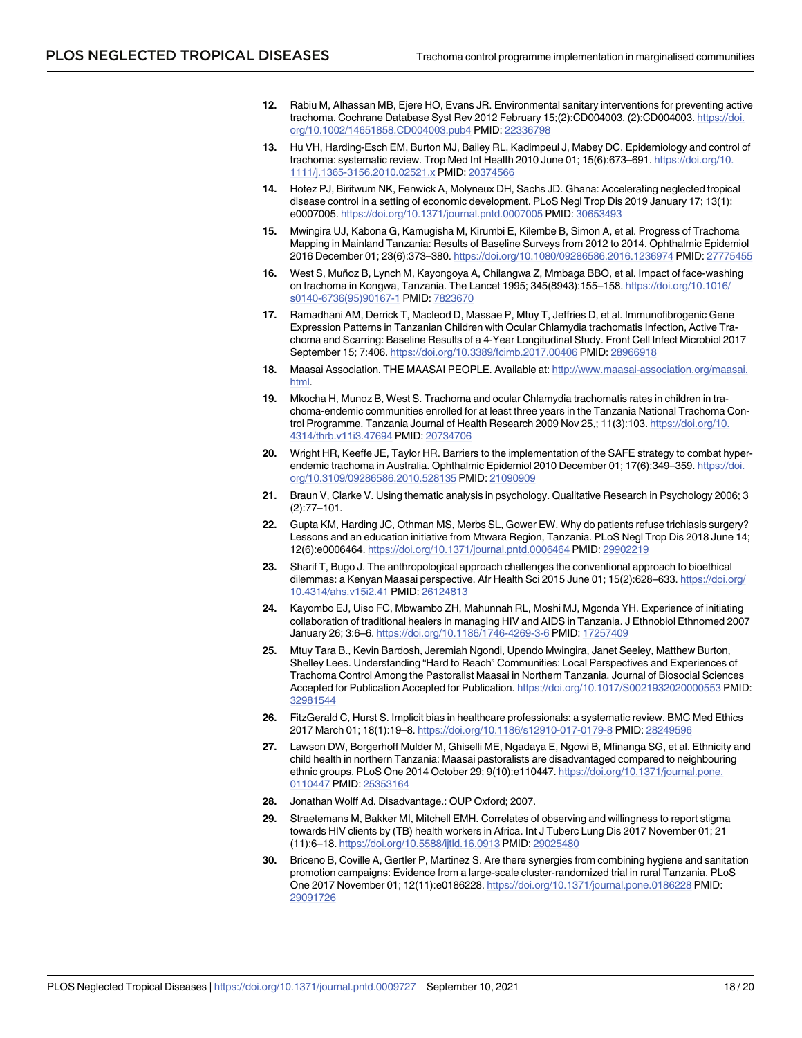12. Rabiu M, Alhassan MB, Ejere HO, Evans JR. Environmental sanitary interventions for preventing active trachoma. Cochrane Database Syst Rev 2012 February 15;(2):CD004003. (2):CD004003. https://doi.org/10.1002/14651858.CD004003.pub4 PMID: 22336798

13. Hu VH, Harding-Esch EM, Burton MJ, Bailey RL, Kadimpeul J, Mabey DC. Epidemiology and control of trachoma: systematic review. Trop Med Int Health 2010 June 01; 15(6):673–691. https://doi.org/10.1111/j.1365-3156.2010.02521.x PMID: 20374566

14. Hotez PJ, Biritwum NK, Fenwick A, Molyneux DH, Sachs JD. Ghana: Accelerating neglected tropical disease control in a setting of economic development. PLoS Negl Trop Dis 2019 January 17; 13(1): e0007005. https://doi.org/10.1371/journal.pntd.0007005 PMID: 30653493

15. Mwingira UJ, Kabona G, Kamugisha M, Kirumbi E, Kilembe B, Simon A, et al. Progress of Trachoma Mapping in Mainland Tanzania: Results of Baseline Surveys from 2012 to 2014. Ophthalmic Epidemiol 2016 December 01; 23(6):373–380. https://doi.org/10.1080/09286586.2016.1236974 PMID: 27775455

16. West S, Muñoz B, Lynch M, Kayongoya A, Chilangwa Z, Mmbaga BBO, et al. Impact of face-washing on trachoma in Kongwa, Tanzania. The Lancet 1995; 345(8943):155–158. https://doi.org/10.1016/s0140-6736(95)90167-1 PMID: 7823670

17. Ramadhani AM, Derrick T, Macleod D, Massae P, Mtuy T, Jeffries D, et al. Immunofibrogenic Gene Expression Patterns in Tanzanian Children with Ocular Chlamydia trachomatis Infection, Active Trachoma and Scarring: Baseline Results of a 4-Year Longitudinal Study. Front Cell Infect Microbiol 2017 September 15; 7:406. https://doi.org/10.3389/fcimb.2017.00406 PMID: 28966918

18. Maasai Association. THE MAASAI PEOPLE. Available at: http://www.maasai-association.org/maasai.html.

19. Mkocha H, Munoz B, West S. Trachoma and ocular Chlamydia trachomatis rates in children in trachoma-endemic communities enrolled for at least three years in the Tanzania National Trachoma Control Programme. Tanzania Journal of Health Research 2009 Nov 25,; 11(3):103. https://doi.org/10.4314/thrb.v11i3.47694 PMID: 20734706

20. Wright HR, Keeffe JE, Taylor HR. Barriers to the implementation of the SAFE strategy to combat hyperendemic trachoma in Australia. Ophthalmic Epidemiol 2010 December 01; 17(6):349–359. https://doi.org/10.3109/09286586.2010.528135 PMID: 21090909

21. Braun V, Clarke V. Using thematic analysis in psychology. Qualitative Research in Psychology 2006; 3 (2):77–101.

22. Gupta KM, Harding JC, Othman MS, Merbs SL, Gower EW. Why do patients refuse trichiasis surgery? Lessons and an education initiative from Mtwara Region, Tanzania. PLoS Negl Trop Dis 2018 June 14; 12(6):e0006464. https://doi.org/10.1371/journal.pntd.0006464 PMID: 29902219

23. Sharif T, Bugo J. The anthropological approach challenges the conventional approach to bioethical dilemmas: a Kenyan Maasai perspective. Afr Health Sci 2015 June 01; 15(2):628–633. https://doi.org/10.4314/ahs.v15i2.41 PMID: 26124813

24. Kayombo EJ, Uiso FC, Mbwambo ZH, Mahunnah RL, Moshi MJ, Mgonda YH. Experience of initiating collaboration of traditional healers in managing HIV and AIDS in Tanzania. J Ethnobiol Ethnomed 2007 January 26; 3:6–6. https://doi.org/10.1186/1746-4269-3-6 PMID: 17257409

25. Mtuy Tara B., Kevin Bardosh, Jeremiah Ngondi, Upendo Mwingira, Janet Seeley, Matthew Burton, Shelley Lees. Understanding "Hard to Reach" Communities: Local Perspectives and Experiences of Trachoma Control Among the Pastoralist Maasai in Northern Tanzania. Journal of Biosocial Sciences Accepted for Publication Accepted for Publication. https://doi.org/10.1017/S0021932020000553 PMID: 32981544

26. FitzGerald C, Hurst S. Implicit bias in healthcare professionals: a systematic review. BMC Med Ethics 2017 March 01; 18(1):19–8. https://doi.org/10.1186/s12910-017-0179-8 PMID: 28249596

27. Lawson DW, Borgerhoff Mulder M, Ghiselli ME, Ngadaya E, Ngowi B, Mfinanga SG, et al. Ethnicity and child health in northern Tanzania: Maasai pastoralists are disadvantaged compared to neighbouring ethnic groups. PLoS One 2014 October 29; 9(10):e110447. https://doi.org/10.1371/journal.pone.0110447 PMID: 25353164

28. Jonathan Wolff Ad. Disadvantage.: OUP Oxford; 2007.

29. Straetemans M, Bakker MI, Mitchell EMH. Correlates of observing and willingness to report stigma towards HIV clients by (TB) health workers in Africa. Int J Tuberc Lung Dis 2017 November 01; 21 (11):6–18. https://doi.org/10.5588/ijtld.16.0913 PMID: 29025480

30. Briceno B, Coville A, Gertler P, Martinez S. Are there synergies from combining hygiene and sanitation promotion campaigns: Evidence from a large-scale cluster-randomized trial in rural Tanzania. PLoS One 2017 November 01; 12(11):e0186228. https://doi.org/10.1371/journal.pone.0186228 PMID: 29091726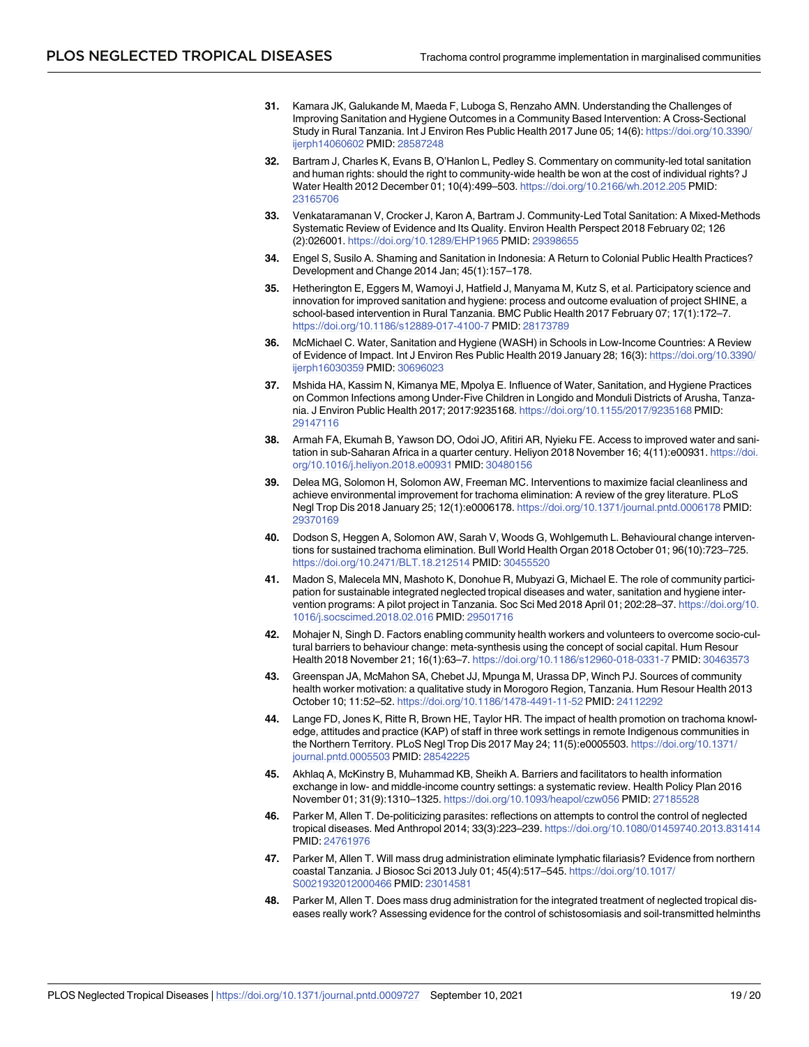31. Kamara JK, Galukande M, Maeda F, Luboga S, Renzaho AMN. Understanding the Challenges of Improving Sanitation and Hygiene Outcomes in a Community Based Intervention: A Cross-Sectional Study in Rural Tanzania. Int J Environ Res Public Health 2017 June 05; 14(6): https://doi.org/10.3390/ijerph14060602 PMID: 28587248

32. Bartram J, Charles K, Evans B, O'Hanlon L, Pedley S. Commentary on community-led total sanitation and human rights: should the right to community-wide health be won at the cost of individual rights? J Water Health 2012 December 01; 10(4):499–503. https://doi.org/10.2166/wh.2012.205 PMID: 23165706

33. Venkataramanan V, Crocker J, Karon A, Bartram J. Community-Led Total Sanitation: A Mixed-Methods Systematic Review of Evidence and Its Quality. Environ Health Perspect 2018 February 02; 126 (2):026001. https://doi.org/10.1289/EHP1965 PMID: 29398655

34. Engel S, Susilo A. Shaming and Sanitation in Indonesia: A Return to Colonial Public Health Practices? Development and Change 2014 Jan; 45(1):157–178.

35. Hetherington E, Eggers M, Wamoyi J, Hatfield J, Manyama M, Kutz S, et al. Participatory science and innovation for improved sanitation and hygiene: process and outcome evaluation of project SHINE, a school-based intervention in Rural Tanzania. BMC Public Health 2017 February 07; 17(1):172–7. https://doi.org/10.1186/s12889-017-4100-7 PMID: 28173789

36. McMichael C. Water, Sanitation and Hygiene (WASH) in Schools in Low-Income Countries: A Review of Evidence of Impact. Int J Environ Res Public Health 2019 January 28; 16(3): https://doi.org/10.3390/ijerph16030359 PMID: 30696023

37. Mshida HA, Kassim N, Kimanya ME, Mpolya E. Influence of Water, Sanitation, and Hygiene Practices on Common Infections among Under-Five Children in Longido and Monduli Districts of Arusha, Tanzania. J Environ Public Health 2017; 2017:9235168. https://doi.org/10.1155/2017/9235168 PMID: 29147116

38. Armah FA, Ekumah B, Yawson DO, Odoi JO, Afitiri AR, Nyieku FE. Access to improved water and sanitation in sub-Saharan Africa in a quarter century. Heliyon 2018 November 16; 4(11):e00931. https://doi.org/10.1016/j.heliyon.2018.e00931 PMID: 30480156

39. Delea MG, Solomon H, Solomon AW, Freeman MC. Interventions to maximize facial cleanliness and achieve environmental improvement for trachoma elimination: A review of the grey literature. PLoS Negl Trop Dis 2018 January 25; 12(1):e0006178. https://doi.org/10.1371/journal.pntd.0006178 PMID: 29370169

40. Dodson S, Heggen A, Solomon AW, Sarah V, Woods G, Wohlgemuth L. Behavioural change interventions for sustained trachoma elimination. Bull World Health Organ 2018 October 01; 96(10):723–725. https://doi.org/10.2471/BLT.18.212514 PMID: 30455520

41. Madon S, Malecela MN, Mashoto K, Donohue R, Mubyazi G, Michael E. The role of community participation for sustainable integrated neglected tropical diseases and water, sanitation and hygiene intervention programs: A pilot project in Tanzania. Soc Sci Med 2018 April 01; 202:28–37. https://doi.org/10.1016/j.socscimed.2018.02.016 PMID: 29501716

42. Mohajer N, Singh D. Factors enabling community health workers and volunteers to overcome socio-cultural barriers to behaviour change: meta-synthesis using the concept of social capital. Hum Resour Health 2018 November 21; 16(1):63–7. https://doi.org/10.1186/s12960-018-0331-7 PMID: 30463573

43. Greenspan JA, McMahon SA, Chebet JJ, Mpunga M, Urassa DP, Winch PJ. Sources of community health worker motivation: a qualitative study in Morogoro Region, Tanzania. Hum Resour Health 2013 October 10; 11:52–52. https://doi.org/10.1186/1478-4491-11-52 PMID: 24112292

44. Lange FD, Jones K, Ritte R, Brown HE, Taylor HR. The impact of health promotion on trachoma knowledge, attitudes and practice (KAP) of staff in three work settings in remote Indigenous communities in the Northern Territory. PLoS Negl Trop Dis 2017 May 24; 11(5):e0005503. https://doi.org/10.1371/journal.pntd.0005503 PMID: 28542225

45. Akhlaq A, McKinstry B, Muhammad KB, Sheikh A. Barriers and facilitators to health information exchange in low- and middle-income country settings: a systematic review. Health Policy Plan 2016 November 01; 31(9):1310–1325. https://doi.org/10.1093/heapol/czw056 PMID: 27185528

46. Parker M, Allen T. De-politicizing parasites: reflections on attempts to control the control of neglected tropical diseases. Med Anthropol 2014; 33(3):223–239. https://doi.org/10.1080/01459740.2013.831414 PMID: 24761976

47. Parker M, Allen T. Will mass drug administration eliminate lymphatic filariasis? Evidence from northern coastal Tanzania. J Biosoc Sci 2013 July 01; 45(4):517–545. https://doi.org/10.1017/S0021932012000466 PMID: 23014581

48. Parker M, Allen T. Does mass drug administration for the integrated treatment of neglected tropical diseases really work? Assessing evidence for the control of schistosomiasis and soil-transmitted helminths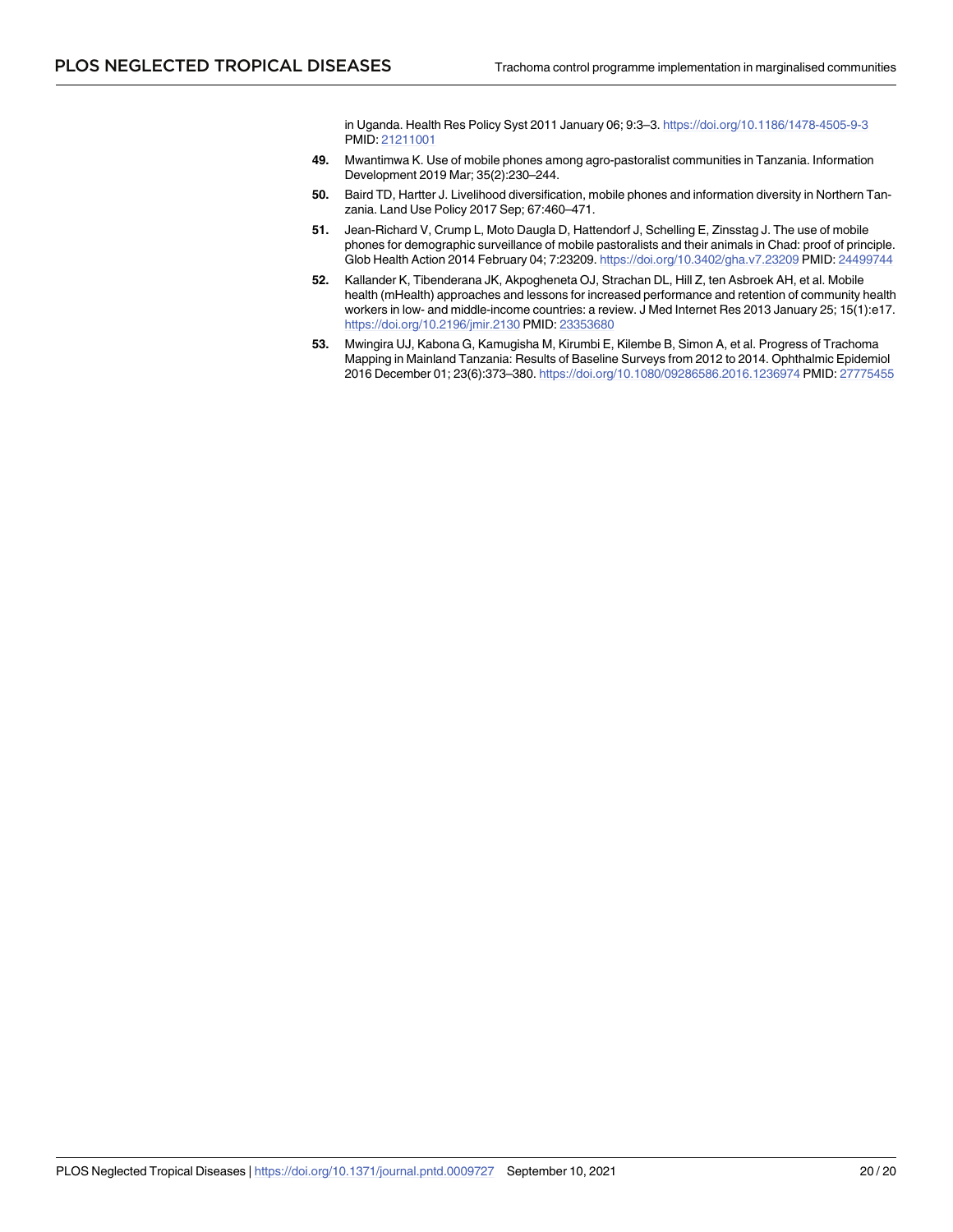in Uganda. Health Res Policy Syst 2011 January 06; 9:3–3. https://doi.org/10.1186/1478-4505-9-3 PMID: 21211001

49. Mwantimwa K. Use of mobile phones among agro-pastoralist communities in Tanzania. Information Development 2019 Mar; 35(2):230–244.

50. Baird TD, Hartter J. Livelihood diversification, mobile phones and information diversity in Northern Tanzania. Land Use Policy 2017 Sep; 67:460–471.

51. Jean-Richard V, Crump L, Moto Daugla D, Hattendorf J, Schelling E, Zinsstag J. The use of mobile phones for demographic surveillance of mobile pastoralists and their animals in Chad: proof of principle. Glob Health Action 2014 February 04; 7:23209. https://doi.org/10.3402/gha.v7.23209 PMID: 24499744

52. Kallander K, Tibenderana JK, Akpogheneta OJ, Strachan DL, Hill Z, ten Asbroek AH, et al. Mobile health (mHealth) approaches and lessons for increased performance and retention of community health workers in low- and middle-income countries: a review. J Med Internet Res 2013 January 25; 15(1):e17. https://doi.org/10.2196/jmir.2130 PMID: 23353680

53. Mwingira UJ, Kabona G, Kamugisha M, Kirumbi E, Kilembe B, Simon A, et al. Progress of Trachoma Mapping in Mainland Tanzania: Results of Baseline Surveys from 2012 to 2014. Ophthalmic Epidemiol 2016 December 01; 23(6):373–380. https://doi.org/10.1080/09286586.2016.1236974 PMID: 27775455